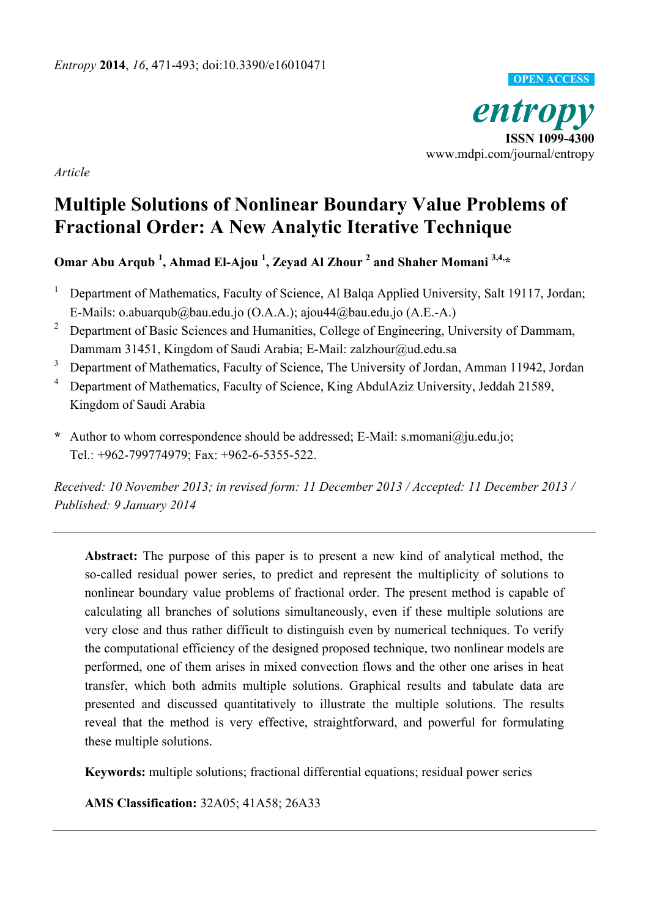*Article*

# Multiple Solutions of Nonlinear Boundary Value Problems of Fractional Order: A New Analytic Iterative Technique

**Omar Abu Arqub [1], Ahmad El-Ajou [1], Zeyad Al Zhour [2] and Shaher Momani [3,4,*]**

[1] Department of Mathematics, Faculty of Science, Al Balqa Applied University, Salt 19117, Jordan; E-Mails: o.abuarqub@bau.edu.jo (O.A.A.); ajou44@bau.edu.jo (A.E.-A.)

[2] Department of Basic Sciences and Humanities, College of Engineering, University of Dammam, Dammam 31451, Kingdom of Saudi Arabia; E-Mail: zalzhour@ud.edu.sa

[3] Department of Mathematics, Faculty of Science, The University of Jordan, Amman 11942, Jordan

[4] Department of Mathematics, Faculty of Science, King AbdulAziz University, Jeddah 21589, Kingdom of Saudi Arabia

**\*** Author to whom correspondence should be addressed; E-Mail: s.momani@ju.edu.jo; Tel.: +962-799774979; Fax: +962-6-5355-522.

*Received: 10 November 2013; in revised form: 11 December 2013 / Accepted: 11 December 2013 / Published: 9 January 2014*

---

**Abstract:** The purpose of this paper is to present a new kind of analytical method, the so-called residual power series, to predict and represent the multiplicity of solutions to nonlinear boundary value problems of fractional order. The present method is capable of calculating all branches of solutions simultaneously, even if these multiple solutions are very close and thus rather difficult to distinguish even by numerical techniques. To verify the computational efficiency of the designed proposed technique, two nonlinear models are performed, one of them arises in mixed convection flows and the other one arises in heat transfer, which both admits multiple solutions. Graphical results and tabulate data are presented and discussed quantitatively to illustrate the multiple solutions. The results reveal that the method is very effective, straightforward, and powerful for formulating these multiple solutions.

**Keywords:** multiple solutions; fractional differential equations; residual power series

**AMS Classification:** 32A05; 41A58; 26A33

---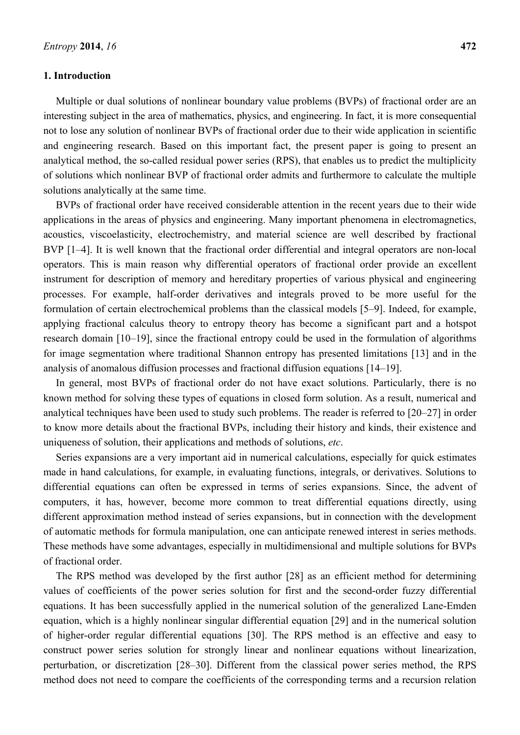## 1. Introduction

Multiple or dual solutions of nonlinear boundary value problems (BVPs) of fractional order are an interesting subject in the area of mathematics, physics, and engineering. In fact, it is more consequential not to lose any solution of nonlinear BVPs of fractional order due to their wide application in scientific and engineering research. Based on this important fact, the present paper is going to present an analytical method, the so-called residual power series (RPS), that enables us to predict the multiplicity of solutions which nonlinear BVP of fractional order admits and furthermore to calculate the multiple solutions analytically at the same time.

BVPs of fractional order have received considerable attention in the recent years due to their wide applications in the areas of physics and engineering. Many important phenomena in electromagnetics, acoustics, viscoelasticity, electrochemistry, and material science are well described by fractional BVP [1–4]. It is well known that the fractional order differential and integral operators are non-local operators. This is main reason why differential operators of fractional order provide an excellent instrument for description of memory and hereditary properties of various physical and engineering processes. For example, half-order derivatives and integrals proved to be more useful for the formulation of certain electrochemical problems than the classical models [5–9]. Indeed, for example, applying fractional calculus theory to entropy theory has become a significant part and a hotspot research domain [10–19], since the fractional entropy could be used in the formulation of algorithms for image segmentation where traditional Shannon entropy has presented limitations [13] and in the analysis of anomalous diffusion processes and fractional diffusion equations [14–19].

In general, most BVPs of fractional order do not have exact solutions. Particularly, there is no known method for solving these types of equations in closed form solution. As a result, numerical and analytical techniques have been used to study such problems. The reader is referred to [20–27] in order to know more details about the fractional BVPs, including their history and kinds, their existence and uniqueness of solution, their applications and methods of solutions, *etc*.

Series expansions are a very important aid in numerical calculations, especially for quick estimates made in hand calculations, for example, in evaluating functions, integrals, or derivatives. Solutions to differential equations can often be expressed in terms of series expansions. Since, the advent of computers, it has, however, become more common to treat differential equations directly, using different approximation method instead of series expansions, but in connection with the development of automatic methods for formula manipulation, one can anticipate renewed interest in series methods. These methods have some advantages, especially in multidimensional and multiple solutions for BVPs of fractional order.

The RPS method was developed by the first author [28] as an efficient method for determining values of coefficients of the power series solution for first and the second-order fuzzy differential equations. It has been successfully applied in the numerical solution of the generalized Lane-Emden equation, which is a highly nonlinear singular differential equation [29] and in the numerical solution of higher-order regular differential equations [30]. The RPS method is an effective and easy to construct power series solution for strongly linear and nonlinear equations without linearization, perturbation, or discretization [28–30]. Different from the classical power series method, the RPS method does not need to compare the coefficients of the corresponding terms and a recursion relation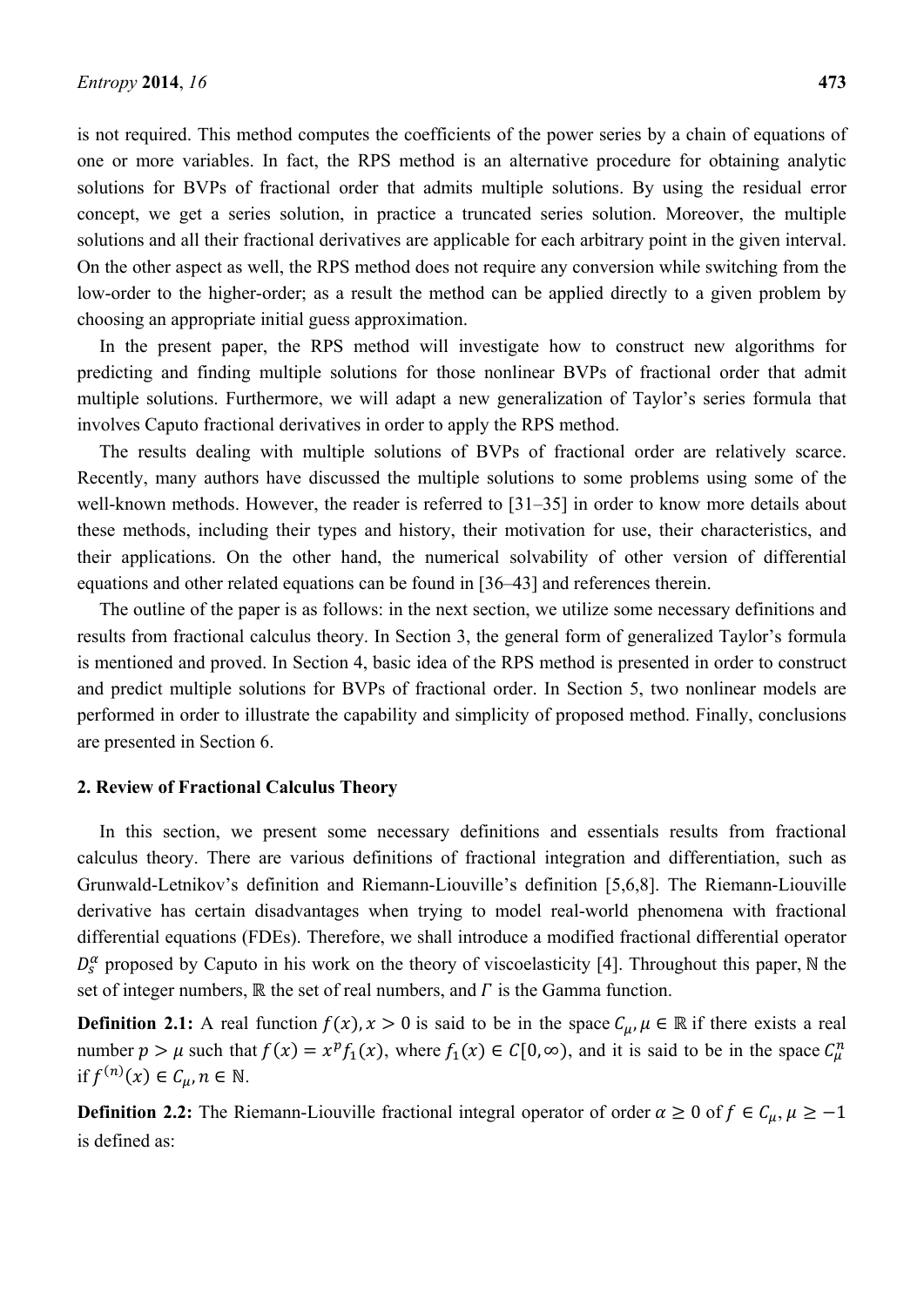is not required. This method computes the coefficients of the power series by a chain of equations of one or more variables. In fact, the RPS method is an alternative procedure for obtaining analytic solutions for BVPs of fractional order that admits multiple solutions. By using the residual error concept, we get a series solution, in practice a truncated series solution. Moreover, the multiple solutions and all their fractional derivatives are applicable for each arbitrary point in the given interval. On the other aspect as well, the RPS method does not require any conversion while switching from the low-order to the higher-order; as a result the method can be applied directly to a given problem by choosing an appropriate initial guess approximation.

In the present paper, the RPS method will investigate how to construct new algorithms for predicting and finding multiple solutions for those nonlinear BVPs of fractional order that admit multiple solutions. Furthermore, we will adapt a new generalization of Taylor's series formula that involves Caputo fractional derivatives in order to apply the RPS method.

The results dealing with multiple solutions of BVPs of fractional order are relatively scarce. Recently, many authors have discussed the multiple solutions to some problems using some of the well-known methods. However, the reader is referred to [31–35] in order to know more details about these methods, including their types and history, their motivation for use, their characteristics, and their applications. On the other hand, the numerical solvability of other version of differential equations and other related equations can be found in [36–43] and references therein.

The outline of the paper is as follows: in the next section, we utilize some necessary definitions and results from fractional calculus theory. In Section 3, the general form of generalized Taylor's formula is mentioned and proved. In Section 4, basic idea of the RPS method is presented in order to construct and predict multiple solutions for BVPs of fractional order. In Section 5, two nonlinear models are performed in order to illustrate the capability and simplicity of proposed method. Finally, conclusions are presented in Section 6.

## 2. Review of Fractional Calculus Theory

In this section, we present some necessary definitions and essentials results from fractional calculus theory. There are various definitions of fractional integration and differentiation, such as Grunwald-Letnikov's definition and Riemann-Liouville's definition [5,6,8]. The Riemann-Liouville derivative has certain disadvantages when trying to model real-world phenomena with fractional differential equations (FDEs). Therefore, we shall introduce a modified fractional differential operator $D_s^{\alpha}$ proposed by Caputo in his work on the theory of viscoelasticity [4]. Throughout this paper, $\mathbb{N}$ the set of integer numbers, $\mathbb{R}$ the set of real numbers, and $\Gamma$ is the Gamma function.

**Definition 2.1:** A real function $f(x), x > 0$ is said to be in the space $C_{\mu}, \mu \in \mathbb{R}$ if there exists a real number $p > \mu$ such that $f(x) = x^p f_1(x)$, where $f_1(x) \in C[0, \infty)$, and it is said to be in the space $C_{\mu}^{n}$ if $f^{(n)}(x) \in C_{\mu}, n \in \mathbb{N}$.

**Definition 2.2:** The Riemann-Liouville fractional integral operator of order $\alpha \geq 0$ of $f \in C_{\mu}, \mu \geq -1$ is defined as: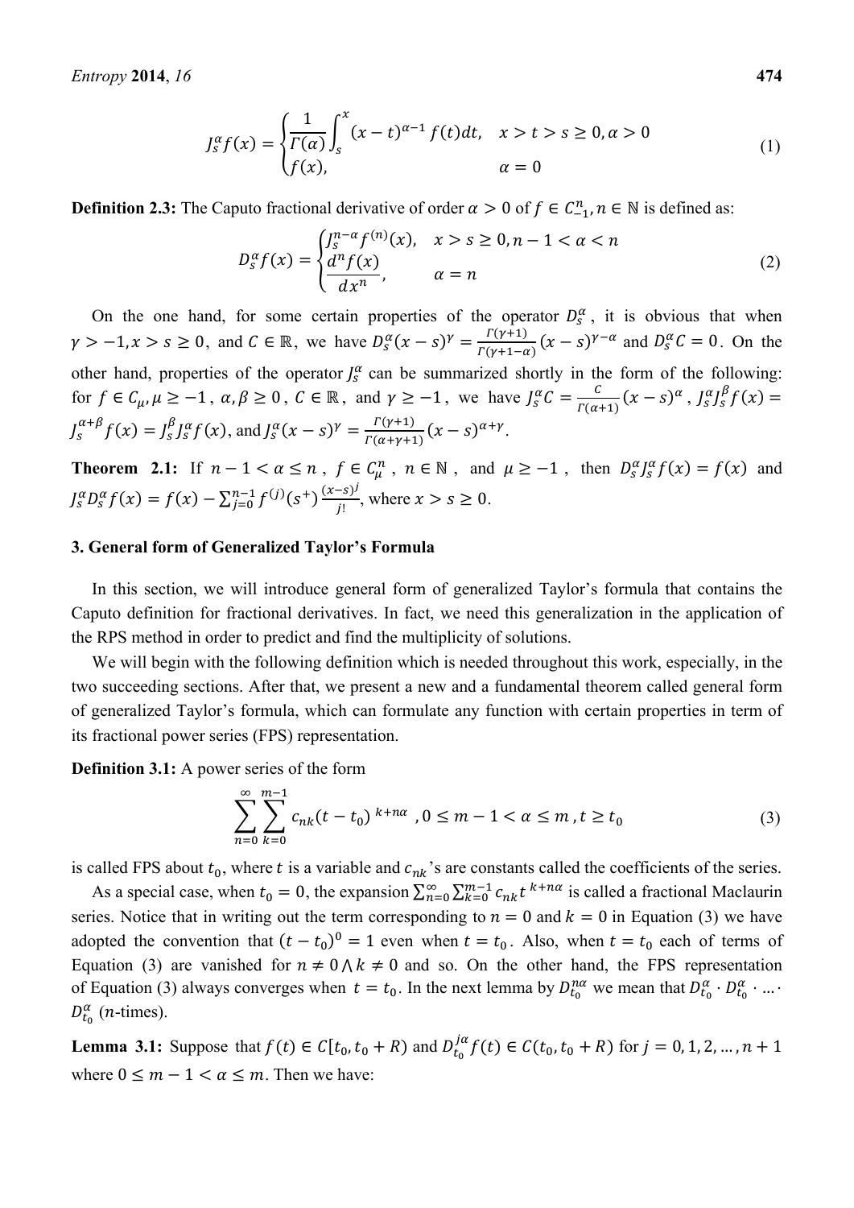$$J_s^\alpha f(x) = \begin{cases} \dfrac{1}{\Gamma(\alpha)} \displaystyle\int_s^x (x-t)^{\alpha-1} f(t)dt, & x > t > s \geq 0, \alpha > 0 \\ f(x), & \alpha = 0 \end{cases} \tag{1}$$

**Definition 2.3:** The Caputo fractional derivative of order $\alpha > 0$ of $f \in C_{-1}^n, n \in \mathbb{N}$ is defined as:

$$D_s^\alpha f(x) = \begin{cases} J_s^{n-\alpha} f^{(n)}(x), & x > s \geq 0, n-1 < \alpha < n \\ \dfrac{d^n f(x)}{dx^n}, & \alpha = n \end{cases} \tag{2}$$

On the one hand, for some certain properties of the operator $D_s^\alpha$, it is obvious that when $\gamma > -1, x > s \geq 0$, and $C \in \mathbb{R}$, we have $D_s^\alpha (x-s)^\gamma = \frac{\Gamma(\gamma+1)}{\Gamma(\gamma+1-\alpha)}(x-s)^{\gamma-\alpha}$ and $D_s^\alpha C = 0$. On the other hand, properties of the operator $J_s^\alpha$ can be summarized shortly in the form of the following: for $f \in C_\mu, \mu \geq -1$, $\alpha, \beta \geq 0$, $C \in \mathbb{R}$, and $\gamma \geq -1$, we have $J_s^\alpha C = \frac{C}{\Gamma(\alpha+1)}(x-s)^\alpha$, $J_s^\alpha J_s^\beta f(x) = J_s^{\alpha+\beta} f(x) = J_s^\beta J_s^\alpha f(x)$, and $J_s^\alpha (x-s)^\gamma = \frac{\Gamma(\gamma+1)}{\Gamma(\alpha+\gamma+1)}(x-s)^{\alpha+\gamma}$.

**Theorem 2.1:** If $n-1 < \alpha \leq n$, $f \in C_\mu^n$, $n \in \mathbb{N}$, and $\mu \geq -1$, then $D_s^\alpha J_s^\alpha f(x) = f(x)$ and $J_s^\alpha D_s^\alpha f(x) = f(x) - \sum_{j=0}^{n-1} f^{(j)}(s^+) \frac{(x-s)^j}{j!}$, where $x > s \geq 0$.

## 3. General form of Generalized Taylor's Formula

In this section, we will introduce general form of generalized Taylor's formula that contains the Caputo definition for fractional derivatives. In fact, we need this generalization in the application of the RPS method in order to predict and find the multiplicity of solutions.

We will begin with the following definition which is needed throughout this work, especially, in the two succeeding sections. After that, we present a new and a fundamental theorem called general form of generalized Taylor's formula, which can formulate any function with certain properties in term of its fractional power series (FPS) representation.

**Definition 3.1:** A power series of the form

$$\sum_{n=0}^{\infty} \sum_{k=0}^{m-1} c_{nk} (t-t_0)^{k+n\alpha}, 0 \leq m-1 < \alpha \leq m, t \geq t_0 \tag{3}$$

is called FPS about $t_0$, where $t$ is a variable and $c_{nk}$'s are constants called the coefficients of the series.

As a special case, when $t_0 = 0$, the expansion $\sum_{n=0}^{\infty} \sum_{k=0}^{m-1} c_{nk} t^{k+n\alpha}$ is called a fractional Maclaurin series. Notice that in writing out the term corresponding to $n = 0$ and $k = 0$ in Equation (3) we have adopted the convention that $(t-t_0)^0 = 1$ even when $t = t_0$. Also, when $t = t_0$ each of terms of Equation (3) are vanished for $n \neq 0 \wedge k \neq 0$ and so. On the other hand, the FPS representation of Equation (3) always converges when $t = t_0$. In the next lemma by $D_{t_0}^{n\alpha}$ we mean that $D_{t_0}^\alpha \cdot D_{t_0}^\alpha \cdot \ldots \cdot D_{t_0}^\alpha$ ($n$-times).

**Lemma 3.1:** Suppose that $f(t) \in C[t_0, t_0+R)$ and $D_{t_0}^{j\alpha} f(t) \in C(t_0, t_0+R)$ for $j = 0, 1, 2, \ldots, n+1$ where $0 \leq m-1 < \alpha \leq m$. Then we have: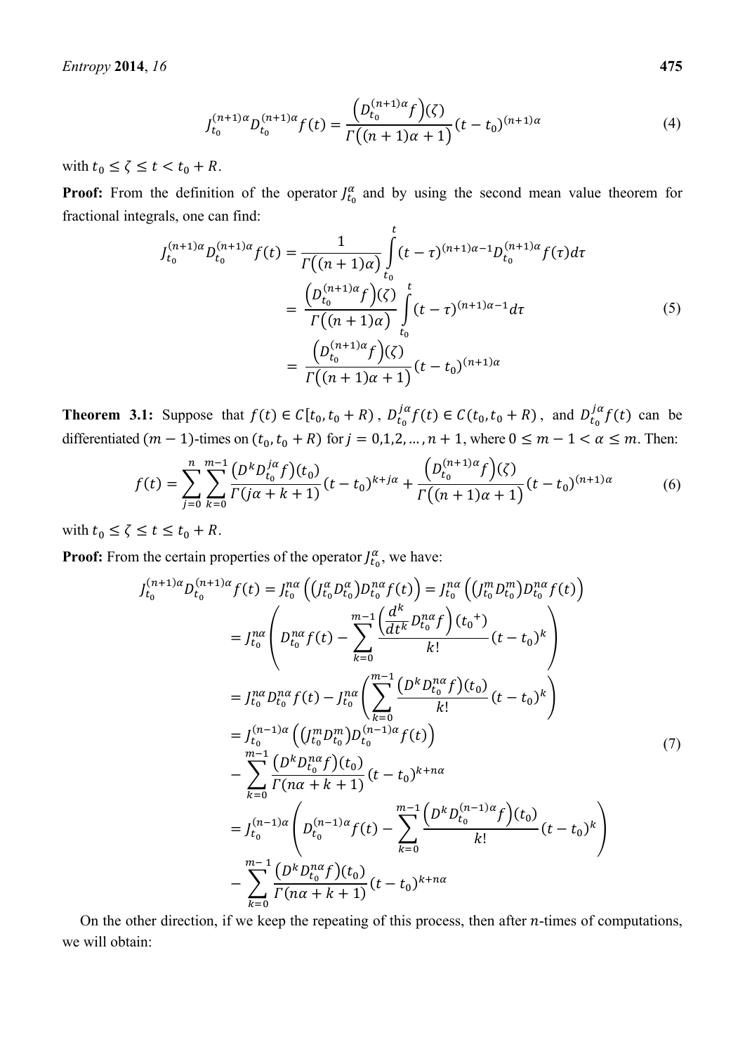$$J_{t_0}^{(n+1)\alpha} D_{t_0}^{(n+1)\alpha} f(t) = \frac{\left(D_{t_0}^{(n+1)\alpha} f\right)(\zeta)}{\Gamma\left((n+1)\alpha+1\right)} (t-t_0)^{(n+1)\alpha} \tag{4}$$

with $t_0 \leq \zeta \leq t < t_0 + R$.

**Proof:** From the definition of the operator $J_{t_0}^{\alpha}$ and by using the second mean value theorem for fractional integrals, one can find:

$$\begin{aligned}
J_{t_0}^{(n+1)\alpha} D_{t_0}^{(n+1)\alpha} f(t) &= \frac{1}{\Gamma\left((n+1)\alpha\right)} \int_{t_0}^{t} (t-\tau)^{(n+1)\alpha-1} D_{t_0}^{(n+1)\alpha} f(\tau) d\tau \\
&= \frac{\left(D_{t_0}^{(n+1)\alpha} f\right)(\zeta)}{\Gamma\left((n+1)\alpha\right)} \int_{t_0}^{t} (t-\tau)^{(n+1)\alpha-1} d\tau \\
&= \frac{\left(D_{t_0}^{(n+1)\alpha} f\right)(\zeta)}{\Gamma\left((n+1)\alpha+1\right)} (t-t_0)^{(n+1)\alpha}
\end{aligned} \tag{5}$$

**Theorem 3.1:** Suppose that $f(t) \in C[t_0, t_0+R)$, $D_{t_0}^{j\alpha} f(t) \in C(t_0, t_0+R)$, and $D_{t_0}^{j\alpha} f(t)$ can be differentiated $(m-1)$-times on $(t_0, t_0+R)$ for $j = 0,1,2,\ldots,n+1$, where $0 \leq m-1 < \alpha \leq m$. Then:

$$f(t) = \sum_{j=0}^{n} \sum_{k=0}^{m-1} \frac{\left(D^k D_{t_0}^{j\alpha} f\right)(t_0)}{\Gamma(j\alpha+k+1)} (t-t_0)^{k+j\alpha} + \frac{\left(D_{t_0}^{(n+1)\alpha} f\right)(\zeta)}{\Gamma\left((n+1)\alpha+1\right)} (t-t_0)^{(n+1)\alpha} \tag{6}$$

with $t_0 \leq \zeta \leq t \leq t_0 + R$.

**Proof:** From the certain properties of the operator $J_{t_0}^{\alpha}$, we have:

$$\begin{aligned}
J_{t_0}^{(n+1)\alpha} D_{t_0}^{(n+1)\alpha} f(t) &= J_{t_0}^{n\alpha}\left(\left(J_{t_0}^{\alpha} D_{t_0}^{\alpha}\right) D_{t_0}^{n\alpha} f(t)\right) = J_{t_0}^{n\alpha}\left(\left(J_{t_0}^{m} D_{t_0}^{m}\right) D_{t_0}^{n\alpha} f(t)\right) \\
&= J_{t_0}^{n\alpha}\left(D_{t_0}^{n\alpha} f(t) - \sum_{k=0}^{m-1} \frac{\left(\frac{d^k}{dt^k} D_{t_0}^{n\alpha} f\right)({t_0}^{+})}{k!} (t-t_0)^k\right) \\
&= J_{t_0}^{n\alpha} D_{t_0}^{n\alpha} f(t) - J_{t_0}^{n\alpha}\left(\sum_{k=0}^{m-1} \frac{\left(D^k D_{t_0}^{n\alpha} f\right)(t_0)}{k!} (t-t_0)^k\right) \\
&= J_{t_0}^{(n-1)\alpha}\left(\left(J_{t_0}^{m} D_{t_0}^{m}\right) D_{t_0}^{(n-1)\alpha} f(t)\right) \\
&\quad - \sum_{k=0}^{m-1} \frac{\left(D^k D_{t_0}^{n\alpha} f\right)(t_0)}{\Gamma(n\alpha+k+1)} (t-t_0)^{k+n\alpha} \\
&= J_{t_0}^{(n-1)\alpha}\left(D_{t_0}^{(n-1)\alpha} f(t) - \sum_{k=0}^{m-1} \frac{\left(D^k D_{t_0}^{(n-1)\alpha} f\right)(t_0)}{k!} (t-t_0)^k\right) \\
&\quad - \sum_{k=0}^{m-1} \frac{\left(D^k D_{t_0}^{n\alpha} f\right)(t_0)}{\Gamma(n\alpha+k+1)} (t-t_0)^{k+n\alpha}
\end{aligned} \tag{7}$$

On the other direction, if we keep the repeating of this process, then after $n$-times of computations, we will obtain: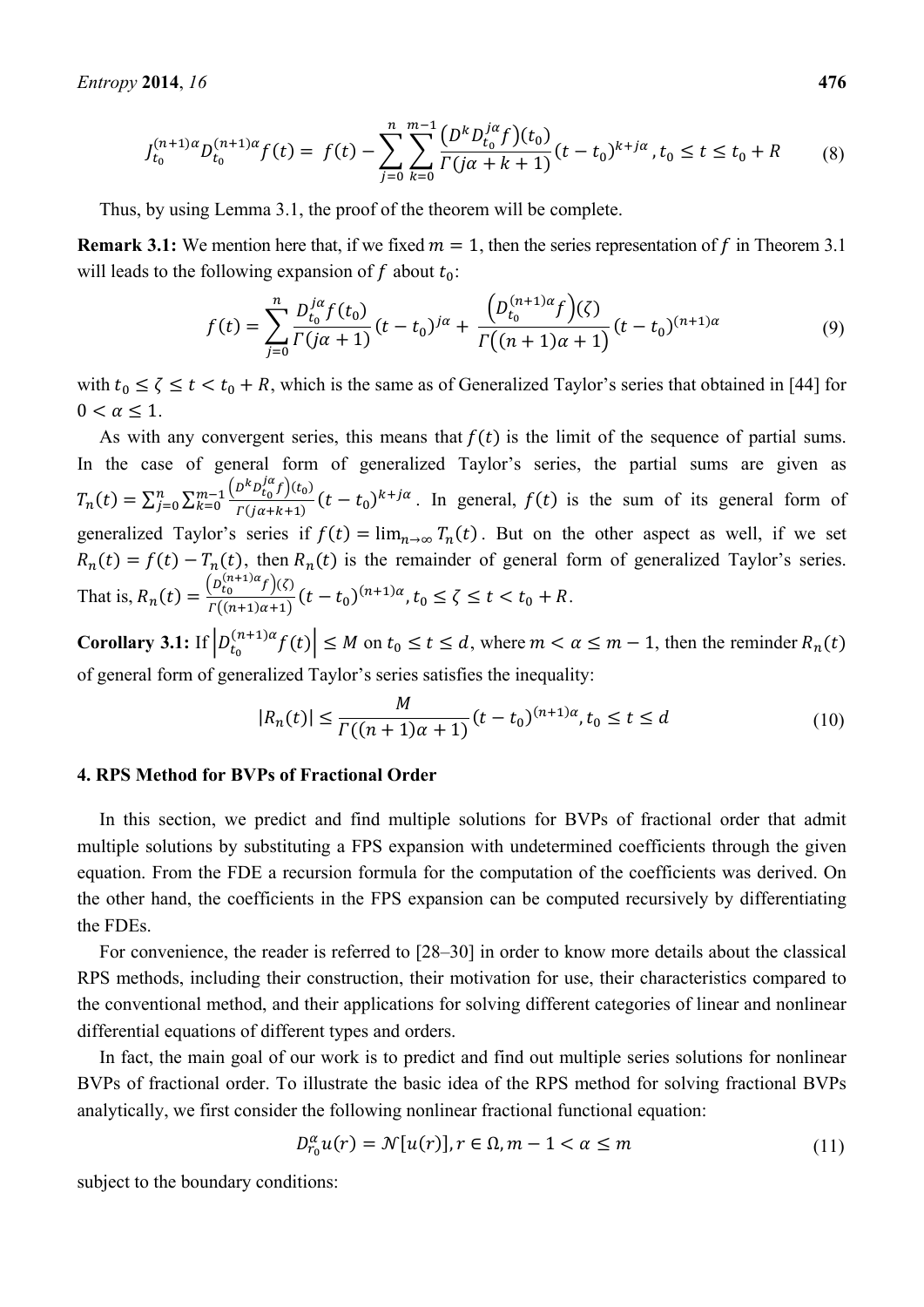$$J_{t_0}^{(n+1)\alpha} D_{t_0}^{(n+1)\alpha} f(t) = f(t) - \sum_{j=0}^{n} \sum_{k=0}^{m-1} \frac{\left(D^k D_{t_0}^{j\alpha} f\right)(t_0)}{\Gamma(j\alpha + k + 1)} (t - t_0)^{k+j\alpha}, t_0 \le t \le t_0 + R \tag{8}$$

Thus, by using Lemma 3.1, the proof of the theorem will be complete.

**Remark 3.1:** We mention here that, if we fixed $m = 1$, then the series representation of $f$ in Theorem 3.1 will leads to the following expansion of $f$ about $t_0$:

$$f(t) = \sum_{j=0}^{n} \frac{D_{t_0}^{j\alpha} f(t_0)}{\Gamma(j\alpha + 1)} (t - t_0)^{j\alpha} + \frac{\left(D_{t_0}^{(n+1)\alpha} f\right)(\zeta)}{\Gamma\left((n+1)\alpha + 1\right)} (t - t_0)^{(n+1)\alpha} \tag{9}$$

with $t_0 \le \zeta \le t < t_0 + R$, which is the same as of Generalized Taylor's series that obtained in [44] for $0 < \alpha \le 1$.

As with any convergent series, this means that $f(t)$ is the limit of the sequence of partial sums. In the case of general form of generalized Taylor's series, the partial sums are given as $T_n(t) = \sum_{j=0}^{n} \sum_{k=0}^{m-1} \frac{\left(D^k D_{t_0}^{j\alpha} f\right)(t_0)}{\Gamma(j\alpha + k + 1)} (t - t_0)^{k+j\alpha}$. In general, $f(t)$ is the sum of its general form of generalized Taylor's series if $f(t) = \lim_{n \to \infty} T_n(t)$. But on the other aspect as well, if we set $R_n(t) = f(t) - T_n(t)$, then $R_n(t)$ is the remainder of general form of generalized Taylor's series. That is, $R_n(t) = \frac{\left(D_{t_0}^{(n+1)\alpha} f\right)(\zeta)}{\Gamma\left((n+1)\alpha + 1\right)} (t - t_0)^{(n+1)\alpha}, t_0 \le \zeta \le t < t_0 + R$.

**Corollary 3.1:** If $\left|D_{t_0}^{(n+1)\alpha} f(t)\right| \le M$ on $t_0 \le t \le d$, where $m < \alpha \le m - 1$, then the reminder $R_n(t)$ of general form of generalized Taylor's series satisfies the inequality:

$$|R_n(t)| \le \frac{M}{\Gamma((n+1)\alpha + 1)} (t - t_0)^{(n+1)\alpha}, t_0 \le t \le d \tag{10}$$

## 4. RPS Method for BVPs of Fractional Order

In this section, we predict and find multiple solutions for BVPs of fractional order that admit multiple solutions by substituting a FPS expansion with undetermined coefficients through the given equation. From the FDE a recursion formula for the computation of the coefficients was derived. On the other hand, the coefficients in the FPS expansion can be computed recursively by differentiating the FDEs.

For convenience, the reader is referred to [28–30] in order to know more details about the classical RPS methods, including their construction, their motivation for use, their characteristics compared to the conventional method, and their applications for solving different categories of linear and nonlinear differential equations of different types and orders.

In fact, the main goal of our work is to predict and find out multiple series solutions for nonlinear BVPs of fractional order. To illustrate the basic idea of the RPS method for solving fractional BVPs analytically, we first consider the following nonlinear fractional functional equation:

$$D_{r_0}^{\alpha} u(r) = \mathcal{N}[u(r)], r \in \Omega, m - 1 < \alpha \le m \tag{11}$$

subject to the boundary conditions: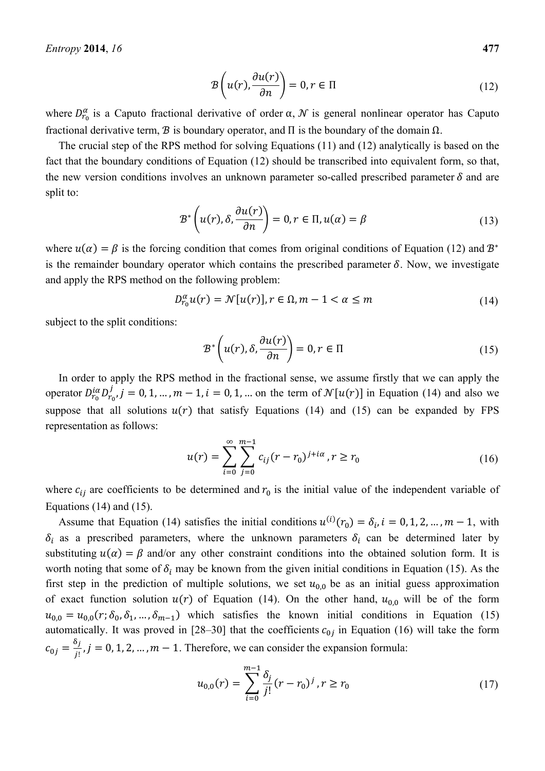$$\mathcal{B}\left(u(r), \frac{\partial u(r)}{\partial n}\right) = 0, r \in \Pi \tag{12}$$

where $D_{r_0}^{\alpha}$ is a Caputo fractional derivative of order $\alpha$, $\mathcal{N}$ is general nonlinear operator has Caputo fractional derivative term, $\mathcal{B}$ is boundary operator, and $\Pi$ is the boundary of the domain $\Omega$.

The crucial step of the RPS method for solving Equations (11) and (12) analytically is based on the fact that the boundary conditions of Equation (12) should be transcribed into equivalent form, so that, the new version conditions involves an unknown parameter so-called prescribed parameter $\delta$ and are split to:

$$\mathcal{B}^*\left(u(r), \delta, \frac{\partial u(r)}{\partial n}\right) = 0, r \in \Pi, u(\alpha) = \beta \tag{13}$$

where $u(\alpha) = \beta$ is the forcing condition that comes from original conditions of Equation (12) and $\mathcal{B}^*$ is the remainder boundary operator which contains the prescribed parameter $\delta$. Now, we investigate and apply the RPS method on the following problem:

$$D_{r_0}^{\alpha} u(r) = \mathcal{N}[u(r)], r \in \Omega, m-1 < \alpha \leq m \tag{14}$$

subject to the split conditions:

$$\mathcal{B}^*\left(u(r), \delta, \frac{\partial u(r)}{\partial n}\right) = 0, r \in \Pi \tag{15}$$

In order to apply the RPS method in the fractional sense, we assume firstly that we can apply the operator $D_{r_0}^{i\alpha} D_{r_0}^{j}, j = 0, 1, \ldots, m-1, i = 0, 1, \ldots$ on the term of $\mathcal{N}[u(r)]$ in Equation (14) and also we suppose that all solutions $u(r)$ that satisfy Equations (14) and (15) can be expanded by FPS representation as follows:

$$u(r) = \sum_{i=0}^{\infty} \sum_{j=0}^{m-1} c_{ij} (r - r_0)^{j + i\alpha}, r \geq r_0 \tag{16}$$

where $c_{ij}$ are coefficients to be determined and $r_0$ is the initial value of the independent variable of Equations (14) and (15).

Assume that Equation (14) satisfies the initial conditions $u^{(i)}(r_0) = \delta_i, i = 0, 1, 2, \ldots, m-1$, with $\delta_i$ as a prescribed parameters, where the unknown parameters $\delta_i$ can be determined later by substituting $u(\alpha) = \beta$ and/or any other constraint conditions into the obtained solution form. It is worth noting that some of $\delta_i$ may be known from the given initial conditions in Equation (15). As the first step in the prediction of multiple solutions, we set $u_{0,0}$ be as an initial guess approximation of exact function solution $u(r)$ of Equation (14). On the other hand, $u_{0,0}$ will be of the form $u_{0,0} = u_{0,0}(r; \delta_0, \delta_1, \ldots, \delta_{m-1})$ which satisfies the known initial conditions in Equation (15) automatically. It was proved in [28–30] that the coefficients $c_{0j}$ in Equation (16) will take the form $c_{0j} = \frac{\delta_j}{j!}, j = 0, 1, 2, \ldots, m-1$. Therefore, we can consider the expansion formula:

$$u_{0,0}(r) = \sum_{i=0}^{m-1} \frac{\delta_j}{j!} (r - r_0)^j, r \geq r_0 \tag{17}$$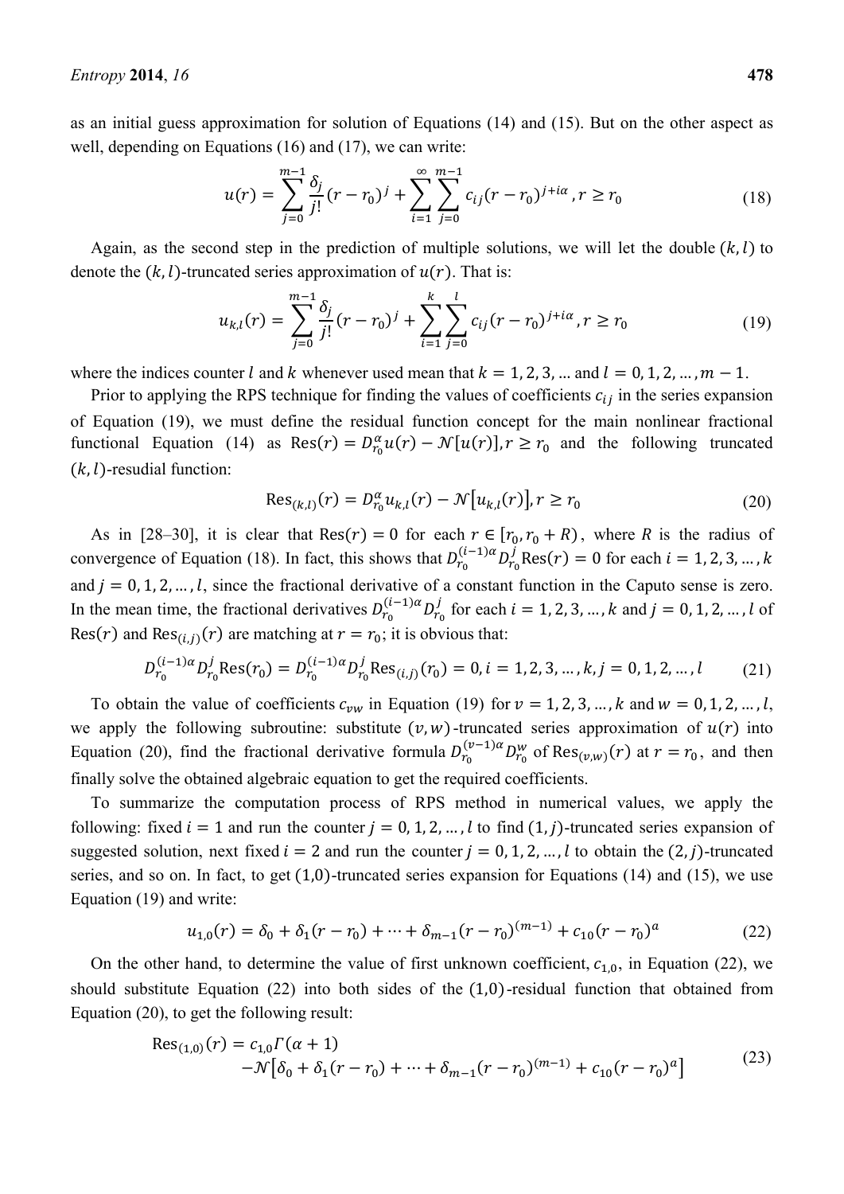as an initial guess approximation for solution of Equations (14) and (15). But on the other aspect as well, depending on Equations (16) and (17), we can write:

$$u(r) = \sum_{j=0}^{m-1} \frac{\delta_j}{j!}(r - r_0)^j + \sum_{i=1}^{\infty}\sum_{j=0}^{m-1} c_{ij}(r - r_0)^{j+i\alpha}, r \geq r_0 \tag{18}$$

Again, as the second step in the prediction of multiple solutions, we will let the double $(k, l)$ to denote the $(k, l)$-truncated series approximation of $u(r)$. That is:

$$u_{k,l}(r) = \sum_{j=0}^{m-1} \frac{\delta_j}{j!}(r - r_0)^j + \sum_{i=1}^{k}\sum_{j=0}^{l} c_{ij}(r - r_0)^{j+i\alpha}, r \geq r_0 \tag{19}$$

where the indices counter $l$ and $k$ whenever used mean that $k = 1, 2, 3, \ldots$ and $l = 0, 1, 2, \ldots, m - 1$.

Prior to applying the RPS technique for finding the values of coefficients $c_{ij}$ in the series expansion of Equation (19), we must define the residual function concept for the main nonlinear fractional functional Equation (14) as $\mathrm{Res}(r) = D_{r_0}^{\alpha}u(r) - \mathcal{N}[u(r)], r \geq r_0$ and the following truncated $(k, l)$-resudial function:

$$\mathrm{Res}_{(k,l)}(r) = D_{r_0}^{\alpha}u_{k,l}(r) - \mathcal{N}\left[u_{k,l}(r)\right], r \geq r_0 \tag{20}$$

As in [28–30], it is clear that $\mathrm{Res}(r) = 0$ for each $r \in [r_0, r_0 + R)$, where $R$ is the radius of convergence of Equation (18). In fact, this shows that $D_{r_0}^{(i-1)\alpha}D_{r_0}^{j}\mathrm{Res}(r) = 0$ for each $i = 1, 2, 3, \ldots, k$ and $j = 0, 1, 2, \ldots, l$, since the fractional derivative of a constant function in the Caputo sense is zero. In the mean time, the fractional derivatives $D_{r_0}^{(i-1)\alpha}D_{r_0}^{j}$ for each $i = 1, 2, 3, \ldots, k$ and $j = 0, 1, 2, \ldots, l$ of $\mathrm{Res}(r)$ and $\mathrm{Res}_{(i,j)}(r)$ are matching at $r = r_0$; it is obvious that:

$$D_{r_0}^{(i-1)\alpha}D_{r_0}^{j}\mathrm{Res}(r_0) = D_{r_0}^{(i-1)\alpha}D_{r_0}^{j}\mathrm{Res}_{(i,j)}(r_0) = 0, i = 1, 2, 3, \ldots, k, j = 0, 1, 2, \ldots, l \tag{21}$$

To obtain the value of coefficients $c_{vw}$ in Equation (19) for $v = 1, 2, 3, \ldots, k$ and $w = 0, 1, 2, \ldots, l$, we apply the following subroutine: substitute $(v, w)$-truncated series approximation of $u(r)$ into Equation (20), find the fractional derivative formula $D_{r_0}^{(v-1)\alpha}D_{r_0}^{w}$ of $\mathrm{Res}_{(v,w)}(r)$ at $r = r_0$, and then finally solve the obtained algebraic equation to get the required coefficients.

To summarize the computation process of RPS method in numerical values, we apply the following: fixed $i = 1$ and run the counter $j = 0, 1, 2, \ldots, l$ to find $(1, j)$-truncated series expansion of suggested solution, next fixed $i = 2$ and run the counter $j = 0, 1, 2, \ldots, l$ to obtain the $(2, j)$-truncated series, and so on. In fact, to get $(1,0)$-truncated series expansion for Equations (14) and (15), we use Equation (19) and write:

$$u_{1,0}(r) = \delta_0 + \delta_1(r - r_0) + \cdots + \delta_{m-1}(r - r_0)^{(m-1)} + c_{10}(r - r_0)^{a} \tag{22}$$

On the other hand, to determine the value of first unknown coefficient, $c_{1,0}$, in Equation (22), we should substitute Equation (22) into both sides of the $(1,0)$-residual function that obtained from Equation (20), to get the following result:

$$\begin{aligned}\mathrm{Res}_{(1,0)}(r) = {} & c_{1,0}\Gamma(\alpha + 1) \\ & -\mathcal{N}\left[\delta_0 + \delta_1(r - r_0) + \cdots + \delta_{m-1}(r - r_0)^{(m-1)} + c_{10}(r - r_0)^{a}\right]\end{aligned} \tag{23}$$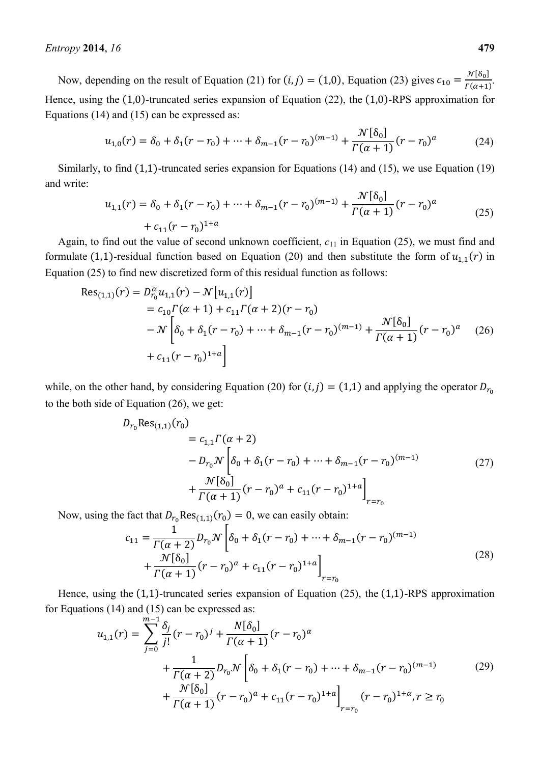Now, depending on the result of Equation (21) for $(i,j) = (1,0)$, Equation (23) gives $c_{10} = \frac{\mathcal{N}[\delta_0]}{\Gamma(\alpha+1)}$. Hence, using the $(1,0)$-truncated series expansion of Equation (22), the $(1,0)$-RPS approximation for Equations (14) and (15) can be expressed as:

$$u_{1,0}(r) = \delta_0 + \delta_1(r - r_0) + \cdots + \delta_{m-1}(r - r_0)^{(m-1)} + \frac{\mathcal{N}[\delta_0]}{\Gamma(\alpha+1)}(r - r_0)^a \tag{24}$$

Similarly, to find $(1,1)$-truncated series expansion for Equations (14) and (15), we use Equation (19) and write:

$$\begin{aligned} u_{1,1}(r) = \delta_0 + \delta_1(r - r_0) + \cdots + \delta_{m-1}(r - r_0)^{(m-1)} + \frac{\mathcal{N}[\delta_0]}{\Gamma(\alpha+1)}(r - r_0)^a \\ + c_{11}(r - r_0)^{1+a} \end{aligned} \tag{25}$$

Again, to find out the value of second unknown coefficient, $c_{11}$ in Equation (25), we must find and formulate $(1,1)$-residual function based on Equation (20) and then substitute the form of $u_{1,1}(r)$ in Equation (25) to find new discretized form of this residual function as follows:

$$\begin{aligned} \mathrm{Res}_{(1,1)}(r) &= D_{r_0}^{\alpha} u_{1,1}(r) - \mathcal{N}\left[u_{1,1}(r)\right] \\ &= c_{10}\Gamma(\alpha+1) + c_{11}\Gamma(\alpha+2)(r - r_0) \\ &\quad - \mathcal{N}\left[\delta_0 + \delta_1(r - r_0) + \cdots + \delta_{m-1}(r - r_0)^{(m-1)} + \frac{\mathcal{N}[\delta_0]}{\Gamma(\alpha+1)}(r - r_0)^a \right. \\ &\quad \left. + c_{11}(r - r_0)^{1+a}\right] \end{aligned} \tag{26}$$

while, on the other hand, by considering Equation (20) for $(i,j) = (1,1)$ and applying the operator $D_{r_0}$ to the both side of Equation (26), we get:

$$\begin{aligned} D_{r_0}\mathrm{Res}_{(1,1)}(r_0) &\\ &= c_{1,1}\Gamma(\alpha+2) \\ &\quad - D_{r_0}\mathcal{N}\left[\delta_0 + \delta_1(r - r_0) + \cdots + \delta_{m-1}(r - r_0)^{(m-1)} \right. \\ &\quad \left. + \frac{\mathcal{N}[\delta_0]}{\Gamma(\alpha+1)}(r - r_0)^a + c_{11}(r - r_0)^{1+a}\right]_{r=r_0} \end{aligned} \tag{27}$$

Now, using the fact that $D_{r_0}\mathrm{Res}_{(1,1)}(r_0) = 0$, we can easily obtain:

$$\begin{aligned} c_{11} = \frac{1}{\Gamma(\alpha+2)} D_{r_0}\mathcal{N}\left[\delta_0 + \delta_1(r - r_0) + \cdots + \delta_{m-1}(r - r_0)^{(m-1)} \right. \\ \left. + \frac{\mathcal{N}[\delta_0]}{\Gamma(\alpha+1)}(r - r_0)^a + c_{11}(r - r_0)^{1+a}\right]_{r=r_0} \end{aligned} \tag{28}$$

Hence, using the $(1,1)$-truncated series expansion of Equation (25), the $(1,1)$-RPS approximation for Equations (14) and (15) can be expressed as:

$$\begin{aligned} u_{1,1}(r) = \sum_{j=0}^{m-1} \frac{\delta_j}{j!}(r - r_0)^j + \frac{N[\delta_0]}{\Gamma(\alpha+1)}(r - r_0)^{\alpha} \\ + \frac{1}{\Gamma(\alpha+2)} D_{r_0}\mathcal{N}\left[\delta_0 + \delta_1(r - r_0) + \cdots + \delta_{m-1}(r - r_0)^{(m-1)} \right. \\ \left. + \frac{\mathcal{N}[\delta_0]}{\Gamma(\alpha+1)}(r - r_0)^a + c_{11}(r - r_0)^{1+a}\right]_{r=r_0} (r - r_0)^{1+\alpha}, r \geq r_0 \end{aligned} \tag{29}$$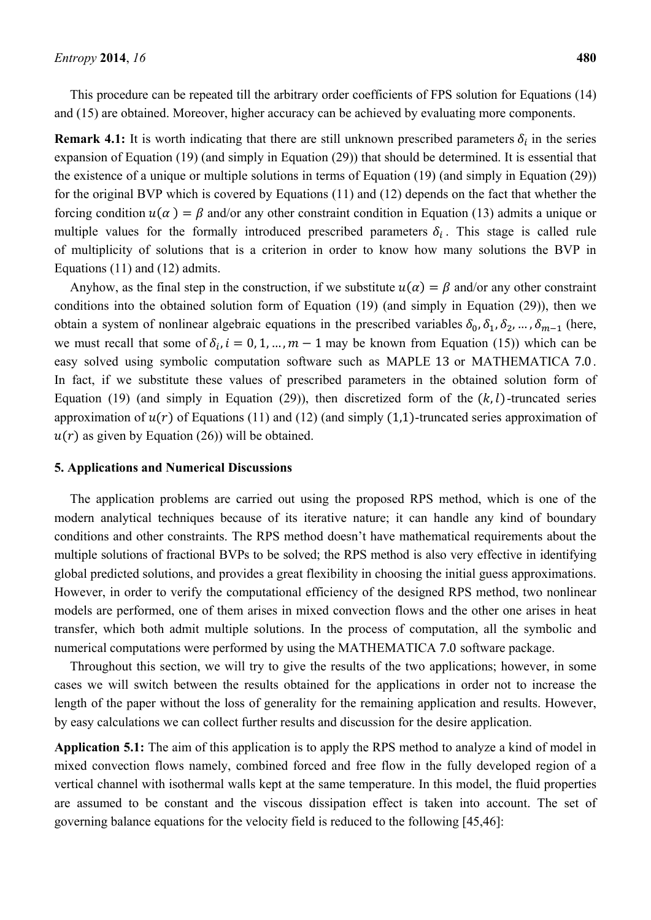This procedure can be repeated till the arbitrary order coefficients of FPS solution for Equations (14) and (15) are obtained. Moreover, higher accuracy can be achieved by evaluating more components.

**Remark 4.1:** It is worth indicating that there are still unknown prescribed parameters $\delta_i$ in the series expansion of Equation (19) (and simply in Equation (29)) that should be determined. It is essential that the existence of a unique or multiple solutions in terms of Equation (19) (and simply in Equation (29)) for the original BVP which is covered by Equations (11) and (12) depends on the fact that whether the forcing condition $u(\alpha) = \beta$ and/or any other constraint condition in Equation (13) admits a unique or multiple values for the formally introduced prescribed parameters $\delta_i$. This stage is called rule of multiplicity of solutions that is a criterion in order to know how many solutions the BVP in Equations (11) and (12) admits.

Anyhow, as the final step in the construction, if we substitute $u(\alpha) = \beta$ and/or any other constraint conditions into the obtained solution form of Equation (19) (and simply in Equation (29)), then we obtain a system of nonlinear algebraic equations in the prescribed variables $\delta_0, \delta_1, \delta_2, \ldots, \delta_{m-1}$ (here, we must recall that some of $\delta_i, i = 0, 1, \ldots, m-1$ may be known from Equation (15)) which can be easy solved using symbolic computation software such as MAPLE 13 or MATHEMATICA 7.0. In fact, if we substitute these values of prescribed parameters in the obtained solution form of Equation (19) (and simply in Equation (29)), then discretized form of the $(k, l)$-truncated series approximation of $u(r)$ of Equations (11) and (12) (and simply $(1,1)$-truncated series approximation of $u(r)$ as given by Equation (26)) will be obtained.

## 5. Applications and Numerical Discussions

The application problems are carried out using the proposed RPS method, which is one of the modern analytical techniques because of its iterative nature; it can handle any kind of boundary conditions and other constraints. The RPS method doesn't have mathematical requirements about the multiple solutions of fractional BVPs to be solved; the RPS method is also very effective in identifying global predicted solutions, and provides a great flexibility in choosing the initial guess approximations. However, in order to verify the computational efficiency of the designed RPS method, two nonlinear models are performed, one of them arises in mixed convection flows and the other one arises in heat transfer, which both admit multiple solutions. In the process of computation, all the symbolic and numerical computations were performed by using the MATHEMATICA 7.0 software package.

Throughout this section, we will try to give the results of the two applications; however, in some cases we will switch between the results obtained for the applications in order not to increase the length of the paper without the loss of generality for the remaining application and results. However, by easy calculations we can collect further results and discussion for the desire application.

**Application 5.1:** The aim of this application is to apply the RPS method to analyze a kind of model in mixed convection flows namely, combined forced and free flow in the fully developed region of a vertical channel with isothermal walls kept at the same temperature. In this model, the fluid properties are assumed to be constant and the viscous dissipation effect is taken into account. The set of governing balance equations for the velocity field is reduced to the following [45,46]: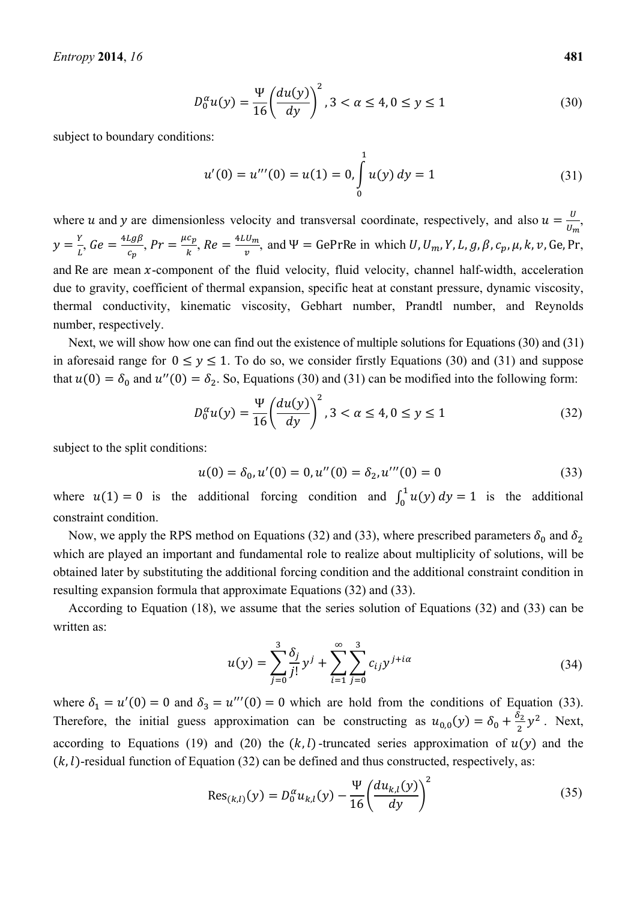$$D_0^\alpha u(y) = \frac{\Psi}{16}\left(\frac{du(y)}{dy}\right)^2, 3 < \alpha \leq 4, 0 \leq y \leq 1 \tag{30}$$

subject to boundary conditions:

$$u'(0) = u'''(0) = u(1) = 0, \int_0^1 u(y)\,dy = 1 \tag{31}$$

where $u$ and $y$ are dimensionless velocity and transversal coordinate, respectively, and also $u = \frac{U}{U_m}$, $y = \frac{Y}{L}$, $Ge = \frac{4Lg\beta}{c_p}$, $Pr = \frac{\mu c_p}{k}$, $Re = \frac{4LU_m}{v}$, and $\Psi = \text{GePrRe}$ in which $U, U_m, Y, L, g, \beta, c_p, \mu, k, v$, Ge, Pr, and Re are mean $x$-component of the fluid velocity, fluid velocity, channel half-width, acceleration due to gravity, coefficient of thermal expansion, specific heat at constant pressure, dynamic viscosity, thermal conductivity, kinematic viscosity, Gebhart number, Prandtl number, and Reynolds number, respectively.

Next, we will show how one can find out the existence of multiple solutions for Equations (30) and (31) in aforesaid range for $0 \leq y \leq 1$. To do so, we consider firstly Equations (30) and (31) and suppose that $u(0) = \delta_0$ and $u''(0) = \delta_2$. So, Equations (30) and (31) can be modified into the following form:

$$D_0^\alpha u(y) = \frac{\Psi}{16}\left(\frac{du(y)}{dy}\right)^2, 3 < \alpha \leq 4, 0 \leq y \leq 1 \tag{32}$$

subject to the split conditions:

$$u(0) = \delta_0, u'(0) = 0, u''(0) = \delta_2, u'''(0) = 0 \tag{33}$$

where $u(1) = 0$ is the additional forcing condition and $\int_0^1 u(y)\,dy = 1$ is the additional constraint condition.

Now, we apply the RPS method on Equations (32) and (33), where prescribed parameters $\delta_0$ and $\delta_2$ which are played an important and fundamental role to realize about multiplicity of solutions, will be obtained later by substituting the additional forcing condition and the additional constraint condition in resulting expansion formula that approximate Equations (32) and (33).

According to Equation (18), we assume that the series solution of Equations (32) and (33) can be written as:

$$u(y) = \sum_{j=0}^{3} \frac{\delta_j}{j!} y^j + \sum_{i=1}^{\infty}\sum_{j=0}^{3} c_{ij} y^{j+i\alpha} \tag{34}$$

where $\delta_1 = u'(0) = 0$ and $\delta_3 = u'''(0) = 0$ which are hold from the conditions of Equation (33). Therefore, the initial guess approximation can be constructing as $u_{0,0}(y) = \delta_0 + \frac{\delta_2}{2}y^2$. Next, according to Equations (19) and (20) the $(k,l)$-truncated series approximation of $u(y)$ and the $(k,l)$-residual function of Equation (32) can be defined and thus constructed, respectively, as:

$$\text{Res}_{(k,l)}(y) = D_0^\alpha u_{k,l}(y) - \frac{\Psi}{16}\left(\frac{du_{k,l}(y)}{dy}\right)^2 \tag{35}$$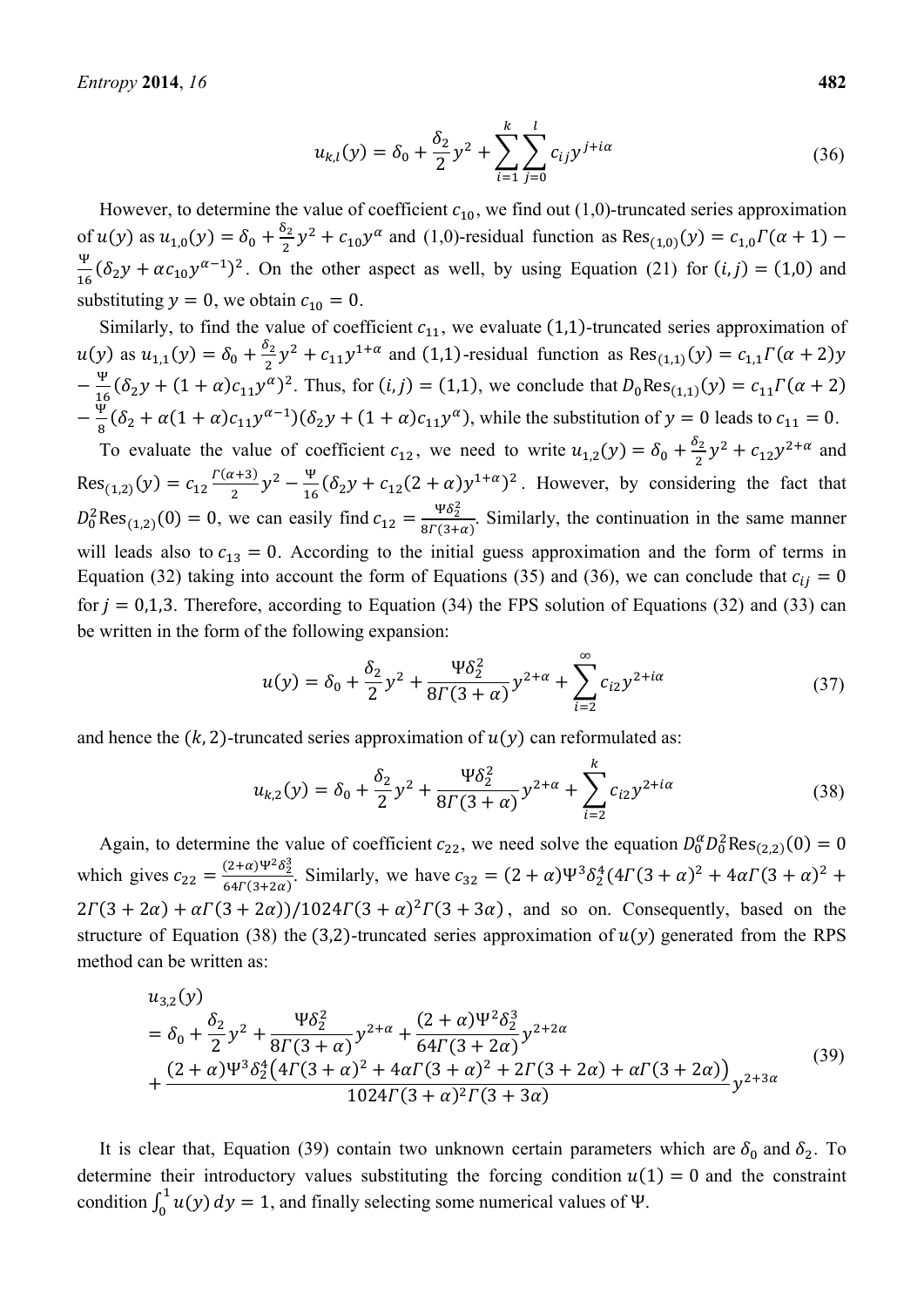$$u_{k,l}(y) = \delta_0 + \frac{\delta_2}{2}y^2 + \sum_{i=1}^{k}\sum_{j=0}^{l} c_{ij}y^{j+i\alpha} \tag{36}$$

However, to determine the value of coefficient $c_{10}$, we find out (1,0)-truncated series approximation of $u(y)$ as $u_{1,0}(y) = \delta_0 + \frac{\delta_2}{2}y^2 + c_{10}y^{\alpha}$ and (1,0)-residual function as $\text{Res}_{(1,0)}(y) = c_{1,0}\Gamma(\alpha+1) - \frac{\Psi}{16}(\delta_2 y + \alpha c_{10}y^{\alpha-1})^2$. On the other aspect as well, by using Equation (21) for $(i,j) = (1,0)$ and substituting $y = 0$, we obtain $c_{10} = 0$.

Similarly, to find the value of coefficient $c_{11}$, we evaluate $(1,1)$-truncated series approximation of $u(y)$ as $u_{1,1}(y) = \delta_0 + \frac{\delta_2}{2}y^2 + c_{11}y^{1+\alpha}$ and $(1,1)$-residual function as $\text{Res}_{(1,1)}(y) = c_{1,1}\Gamma(\alpha+2)y - \frac{\Psi}{16}(\delta_2 y + (1+\alpha)c_{11}y^{\alpha})^2$. Thus, for $(i,j) = (1,1)$, we conclude that $D_0\text{Res}_{(1,1)}(y) = c_{11}\Gamma(\alpha+2) - \frac{\Psi}{8}(\delta_2 + \alpha(1+\alpha)c_{11}y^{\alpha-1})(\delta_2 y + (1+\alpha)c_{11}y^{\alpha})$, while the substitution of $y = 0$ leads to $c_{11} = 0$.

To evaluate the value of coefficient $c_{12}$, we need to write $u_{1,2}(y) = \delta_0 + \frac{\delta_2}{2}y^2 + c_{12}y^{2+\alpha}$ and $\text{Res}_{(1,2)}(y) = c_{12}\frac{\Gamma(\alpha+3)}{2}y^2 - \frac{\Psi}{16}(\delta_2 y + c_{12}(2+\alpha)y^{1+\alpha})^2$. However, by considering the fact that $D_0^2\text{Res}_{(1,2)}(0) = 0$, we can easily find $c_{12} = \frac{\Psi\delta_2^2}{8\Gamma(3+\alpha)}$. Similarly, the continuation in the same manner will leads also to $c_{13} = 0$. According to the initial guess approximation and the form of terms in Equation (32) taking into account the form of Equations (35) and (36), we can conclude that $c_{ij} = 0$ for $j = 0,1,3$. Therefore, according to Equation (34) the FPS solution of Equations (32) and (33) can be written in the form of the following expansion:

$$u(y) = \delta_0 + \frac{\delta_2}{2}y^2 + \frac{\Psi\delta_2^2}{8\Gamma(3+\alpha)}y^{2+\alpha} + \sum_{i=2}^{\infty} c_{i2}y^{2+i\alpha} \tag{37}$$

and hence the $(k,2)$-truncated series approximation of $u(y)$ can reformulated as:

$$u_{k,2}(y) = \delta_0 + \frac{\delta_2}{2}y^2 + \frac{\Psi\delta_2^2}{8\Gamma(3+\alpha)}y^{2+\alpha} + \sum_{i=2}^{k} c_{i2}y^{2+i\alpha} \tag{38}$$

Again, to determine the value of coefficient $c_{22}$, we need solve the equation $D_0^{\alpha}D_0^2\text{Res}_{(2,2)}(0) = 0$ which gives $c_{22} = \frac{(2+\alpha)\Psi^2\delta_2^3}{64\Gamma(3+2\alpha)}$. Similarly, we have $c_{32} = (2+\alpha)\Psi^3\delta_2^4(4\Gamma(3+\alpha)^2 + 4\alpha\Gamma(3+\alpha)^2 + 2\Gamma(3+2\alpha) + \alpha\Gamma(3+2\alpha))/1024\Gamma(3+\alpha)^2\Gamma(3+3\alpha)$, and so on. Consequently, based on the structure of Equation (38) the (3,2)-truncated series approximation of $u(y)$ generated from the RPS method can be written as:

$$\begin{aligned} &u_{3,2}(y) \\ &= \delta_0 + \frac{\delta_2}{2}y^2 + \frac{\Psi\delta_2^2}{8\Gamma(3+\alpha)}y^{2+\alpha} + \frac{(2+\alpha)\Psi^2\delta_2^3}{64\Gamma(3+2\alpha)}y^{2+2\alpha} \\ &+ \frac{(2+\alpha)\Psi^3\delta_2^4\left(4\Gamma(3+\alpha)^2 + 4\alpha\Gamma(3+\alpha)^2 + 2\Gamma(3+2\alpha) + \alpha\Gamma(3+2\alpha)\right)}{1024\Gamma(3+\alpha)^2\Gamma(3+3\alpha)}y^{2+3\alpha} \end{aligned} \tag{39}$$

It is clear that, Equation (39) contain two unknown certain parameters which are $\delta_0$ and $\delta_2$. To determine their introductory values substituting the forcing condition $u(1) = 0$ and the constraint condition $\int_0^1 u(y)\,dy = 1$, and finally selecting some numerical values of $\Psi$.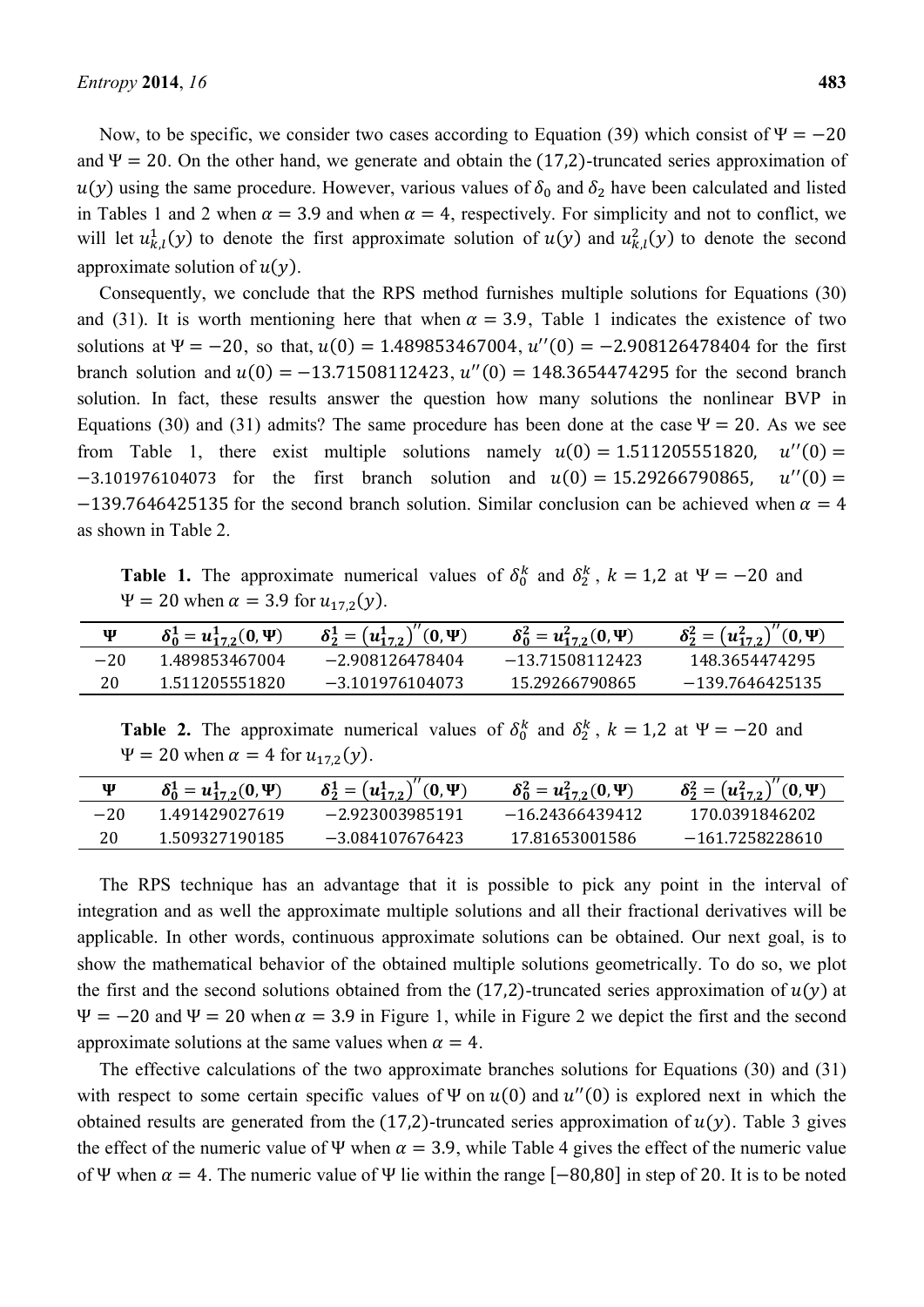Now, to be specific, we consider two cases according to Equation (39) which consist of $\Psi = -20$ and $\Psi = 20$. On the other hand, we generate and obtain the $(17,2)$-truncated series approximation of $u(y)$ using the same procedure. However, various values of $\delta_0$ and $\delta_2$ have been calculated and listed in Tables 1 and 2 when $\alpha = 3.9$ and when $\alpha = 4$, respectively. For simplicity and not to conflict, we will let $u_{k,l}^1(y)$ to denote the first approximate solution of $u(y)$ and $u_{k,l}^2(y)$ to denote the second approximate solution of $u(y)$.

Consequently, we conclude that the RPS method furnishes multiple solutions for Equations (30) and (31). It is worth mentioning here that when $\alpha = 3.9$, Table 1 indicates the existence of two solutions at $\Psi = -20$, so that, $u(0) = 1.489853467004$, $u''(0) = -2.908126478404$ for the first branch solution and $u(0) = -13.71508112423$, $u''(0) = 148.3654474295$ for the second branch solution. In fact, these results answer the question how many solutions the nonlinear BVP in Equations (30) and (31) admits? The same procedure has been done at the case $\Psi = 20$. As we see from Table 1, there exist multiple solutions namely $u(0) = 1.511205551820$, $u''(0) = -3.101976104073$ for the first branch solution and $u(0) = 15.29266790865$, $u''(0) = -139.7646425135$ for the second branch solution. Similar conclusion can be achieved when $\alpha = 4$ as shown in Table 2.

**Table 1.** The approximate numerical values of $\delta_0^k$ and $\delta_2^k$, $k = 1,2$ at $\Psi = -20$ and $\Psi = 20$ when $\alpha = 3.9$ for $u_{17,2}(y)$.

| $\Psi$ | $\delta_0^1 = u_{17,2}^1(0,\Psi)$ | $\delta_2^1 = \left(u_{17,2}^1\right)''(0,\Psi)$ | $\delta_0^2 = u_{17,2}^2(0,\Psi)$ | $\delta_2^2 = \left(u_{17,2}^2\right)''(0,\Psi)$ |
|---|---|---|---|---|
| −20 | 1.489853467004 | −2.908126478404 | −13.71508112423 | 148.3654474295 |
| 20 | 1.511205551820 | −3.101976104073 | 15.29266790865 | −139.7646425135 |

**Table 2.** The approximate numerical values of $\delta_0^k$ and $\delta_2^k$, $k = 1,2$ at $\Psi = -20$ and $\Psi = 20$ when $\alpha = 4$ for $u_{17,2}(y)$.

| $\Psi$ | $\delta_0^1 = u_{17,2}^1(0,\Psi)$ | $\delta_2^1 = \left(u_{17,2}^1\right)''(0,\Psi)$ | $\delta_0^2 = u_{17,2}^2(0,\Psi)$ | $\delta_2^2 = \left(u_{17,2}^2\right)''(0,\Psi)$ |
|---|---|---|---|---|
| −20 | 1.491429027619 | −2.923003985191 | −16.24366439412 | 170.0391846202 |
| 20 | 1.509327190185 | −3.084107676423 | 17.81653001586 | −161.7258228610 |

The RPS technique has an advantage that it is possible to pick any point in the interval of integration and as well the approximate multiple solutions and all their fractional derivatives will be applicable. In other words, continuous approximate solutions can be obtained. Our next goal, is to show the mathematical behavior of the obtained multiple solutions geometrically. To do so, we plot the first and the second solutions obtained from the $(17,2)$-truncated series approximation of $u(y)$ at $\Psi = -20$ and $\Psi = 20$ when $\alpha = 3.9$ in Figure 1, while in Figure 2 we depict the first and the second approximate solutions at the same values when $\alpha = 4$.

The effective calculations of the two approximate branches solutions for Equations (30) and (31) with respect to some certain specific values of $\Psi$ on $u(0)$ and $u''(0)$ is explored next in which the obtained results are generated from the $(17,2)$-truncated series approximation of $u(y)$. Table 3 gives the effect of the numeric value of $\Psi$ when $\alpha = 3.9$, while Table 4 gives the effect of the numeric value of $\Psi$ when $\alpha = 4$. The numeric value of $\Psi$ lie within the range $[-80,80]$ in step of 20. It is to be noted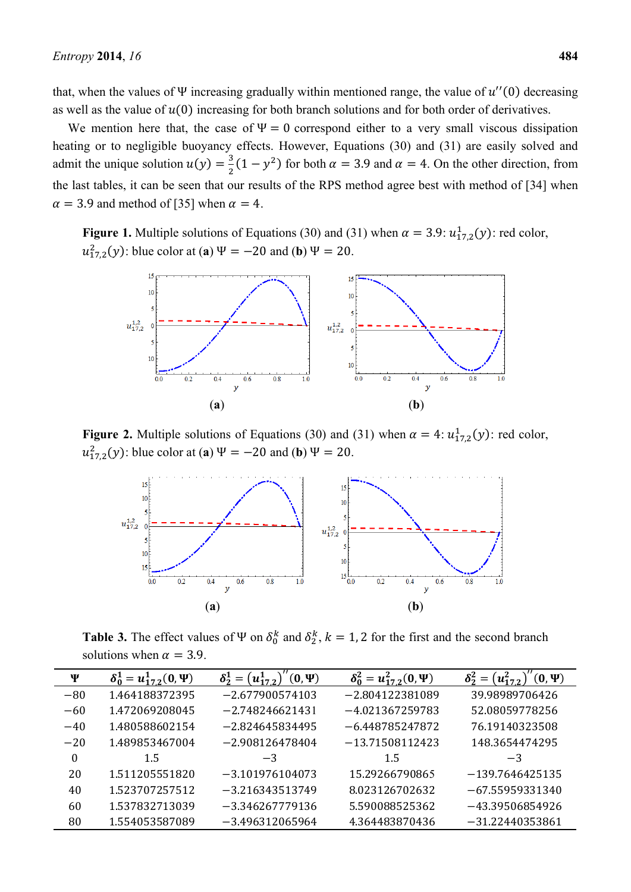that, when the values of $\Psi$ increasing gradually within mentioned range, the value of $u''(0)$ decreasing as well as the value of $u(0)$ increasing for both branch solutions and for both order of derivatives.

We mention here that, the case of $\Psi = 0$ correspond either to a very small viscous dissipation heating or to negligible buoyancy effects. However, Equations (30) and (31) are easily solved and admit the unique solution $u(y) = \frac{3}{2}(1 - y^2)$ for both $\alpha = 3.9$ and $\alpha = 4$. On the other direction, from the last tables, it can be seen that our results of the RPS method agree best with method of [34] when $\alpha = 3.9$ and method of [35] when $\alpha = 4$.

**Figure 1.** Multiple solutions of Equations (30) and (31) when $\alpha = 3.9$: $u^1_{17,2}(y)$: red color, $u^2_{17,2}(y)$: blue color at (**a**) $\Psi = -20$ and (**b**) $\Psi = 20$.

**Figure 2.** Multiple solutions of Equations (30) and (31) when $\alpha = 4$: $u^1_{17,2}(y)$: red color, $u^2_{17,2}(y)$: blue color at (**a**) $\Psi = -20$ and (**b**) $\Psi = 20$.

**Table 3.** The effect values of $\Psi$ on $\delta^k_0$ and $\delta^k_2$, $k = 1, 2$ for the first and the second branch solutions when $\alpha = 3.9$.

| $\Psi$ | $\delta^1_0 = u^1_{17,2}(0,\Psi)$ | $\delta^1_2 = (u^1_{17,2})''(0,\Psi)$ | $\delta^2_0 = u^2_{17,2}(0,\Psi)$ | $\delta^2_2 = (u^2_{17,2})''(0,\Psi)$ |
|---|---|---|---|---|
| −80 | 1.464188372395 | −2.677900574103 | −2.804122381089 | 39.98989706426 |
| −60 | 1.472069208045 | −2.748246621431 | −4.021367259783 | 52.08059778256 |
| −40 | 1.480588602154 | −2.824645834495 | −6.448785247872 | 76.19140323508 |
| −20 | 1.489853467004 | −2.908126478404 | −13.71508112423 | 148.3654474295 |
| 0 | 1.5 | −3 | 1.5 | −3 |
| 20 | 1.511205551820 | −3.101976104073 | 15.29266790865 | −139.7646425135 |
| 40 | 1.523707257512 | −3.216343513749 | 8.023126702632 | −67.55959331340 |
| 60 | 1.537832713039 | −3.346267779136 | 5.590088525362 | −43.39506854926 |
| 80 | 1.554053587089 | −3.496312065964 | 4.364483870436 | −31.22440353861 |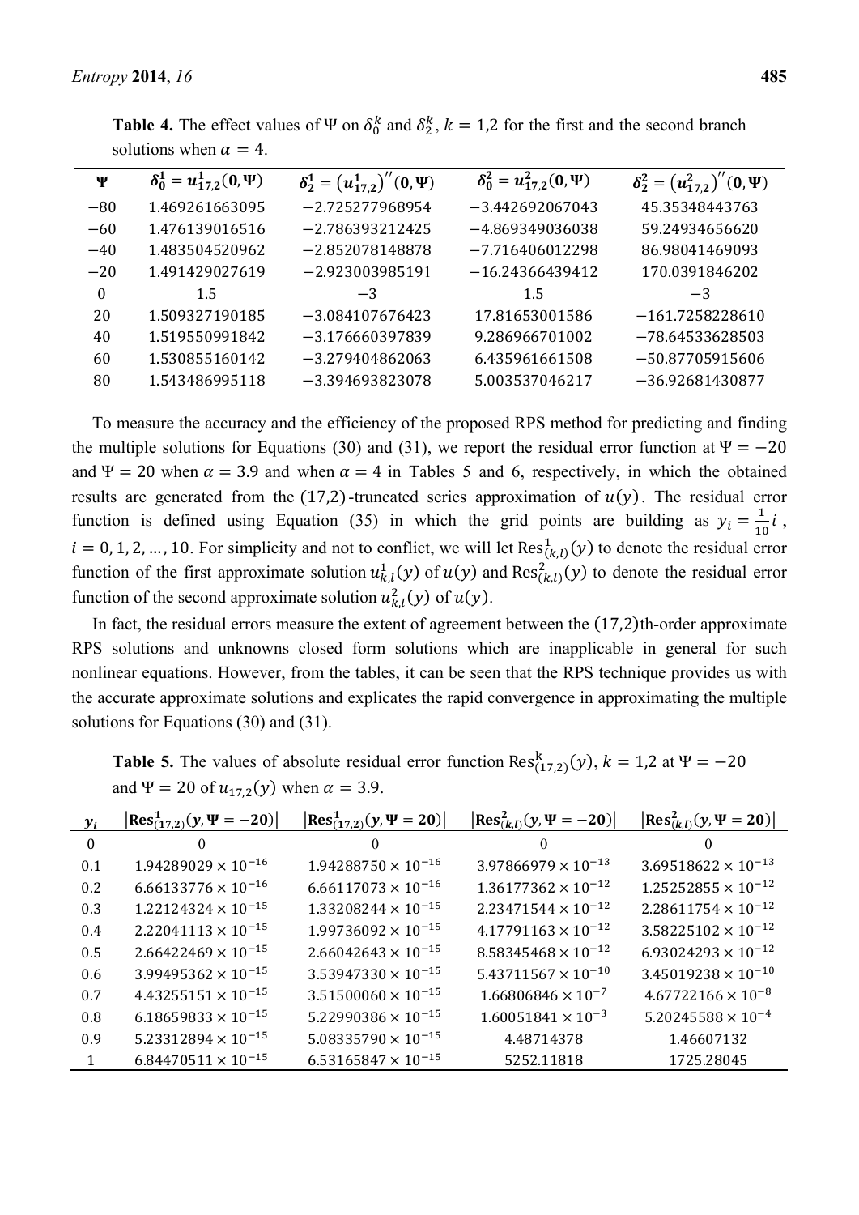**Table 4.** The effect values of $\Psi$ on $\delta_0^k$ and $\delta_2^k$, $k = 1{,}2$ for the first and the second branch solutions when $\alpha = 4$.

| $\Psi$ | $\delta_0^1 = u_{17,2}^1(0,\Psi)$ | $\delta_2^1 = \left(u_{17,2}^1\right)''(0,\Psi)$ | $\delta_0^2 = u_{17,2}^2(0,\Psi)$ | $\delta_2^2 = \left(u_{17,2}^2\right)''(0,\Psi)$ |
|---|---|---|---|---|
| −80 | 1.469261663095 | −2.725277968954 | −3.442692067043 | 45.35348443763 |
| −60 | 1.476139016516 | −2.786393212425 | −4.869349036038 | 59.24934656620 |
| −40 | 1.483504520962 | −2.852078148878 | −7.716406012298 | 86.98041469093 |
| −20 | 1.491429027619 | −2.923003985191 | −16.24366439412 | 170.0391846202 |
| 0 | 1.5 | −3 | 1.5 | −3 |
| 20 | 1.509327190185 | −3.084107676423 | 17.81653001586 | −161.7258228610 |
| 40 | 1.519550991842 | −3.176660397839 | 9.286966701002 | −78.64533628503 |
| 60 | 1.530855160142 | −3.279404862063 | 6.435961661508 | −50.87705915606 |
| 80 | 1.543486995118 | −3.394693823078 | 5.003537046217 | −36.92681430877 |

To measure the accuracy and the efficiency of the proposed RPS method for predicting and finding the multiple solutions for Equations (30) and (31), we report the residual error function at $\Psi = -20$ and $\Psi = 20$ when $\alpha = 3.9$ and when $\alpha = 4$ in Tables 5 and 6, respectively, in which the obtained results are generated from the $(17,2)$-truncated series approximation of $u(y)$. The residual error function is defined using Equation (35) in which the grid points are building as $y_i = \frac{1}{10}i$, $i = 0, 1, 2, \ldots, 10$. For simplicity and not to conflict, we will let $\mathrm{Res}_{(k,l)}^1(y)$ to denote the residual error function of the first approximate solution $u_{k,l}^1(y)$ of $u(y)$ and $\mathrm{Res}_{(k,l)}^2(y)$ to denote the residual error function of the second approximate solution $u_{k,l}^2(y)$ of $u(y)$.

In fact, the residual errors measure the extent of agreement between the $(17,2)$th-order approximate RPS solutions and unknowns closed form solutions which are inapplicable in general for such nonlinear equations. However, from the tables, it can be seen that the RPS technique provides us with the accurate approximate solutions and explicates the rapid convergence in approximating the multiple solutions for Equations (30) and (31).

**Table 5.** The values of absolute residual error function $\mathrm{Res}_{(17,2)}^{k}(y)$, $k = 1{,}2$ at $\Psi = -20$ and $\Psi = 20$ of $u_{17,2}(y)$ when $\alpha = 3.9$.

| $y_i$ | $\lvert\mathrm{Res}_{(17,2)}^1(y,\Psi=-20)\rvert$ | $\lvert\mathrm{Res}_{(17,2)}^1(y,\Psi=20)\rvert$ | $\lvert\mathrm{Res}_{(k,l)}^2(y,\Psi=-20)\rvert$ | $\lvert\mathrm{Res}_{(k,l)}^2(y,\Psi=20)\rvert$ |
|---|---|---|---|---|
| 0 | 0 | 0 | 0 | 0 |
| 0.1 | $1.94289029 \times 10^{-16}$ | $1.94288750 \times 10^{-16}$ | $3.97866979 \times 10^{-13}$ | $3.69518622 \times 10^{-13}$ |
| 0.2 | $6.66133776 \times 10^{-16}$ | $6.66117073 \times 10^{-16}$ | $1.36177362 \times 10^{-12}$ | $1.25252855 \times 10^{-12}$ |
| 0.3 | $1.22124324 \times 10^{-15}$ | $1.33208244 \times 10^{-15}$ | $2.23471544 \times 10^{-12}$ | $2.28611754 \times 10^{-12}$ |
| 0.4 | $2.22041113 \times 10^{-15}$ | $1.99736092 \times 10^{-15}$ | $4.17791163 \times 10^{-12}$ | $3.58225102 \times 10^{-12}$ |
| 0.5 | $2.66422469 \times 10^{-15}$ | $2.66042643 \times 10^{-15}$ | $8.58345468 \times 10^{-12}$ | $6.93024293 \times 10^{-12}$ |
| 0.6 | $3.99495362 \times 10^{-15}$ | $3.53947330 \times 10^{-15}$ | $5.43711567 \times 10^{-10}$ | $3.45019238 \times 10^{-10}$ |
| 0.7 | $4.43255151 \times 10^{-15}$ | $3.51500060 \times 10^{-15}$ | $1.66806846 \times 10^{-7}$ | $4.67722166 \times 10^{-8}$ |
| 0.8 | $6.18659833 \times 10^{-15}$ | $5.22990386 \times 10^{-15}$ | $1.60051841 \times 10^{-3}$ | $5.20245588 \times 10^{-4}$ |
| 0.9 | $5.23312894 \times 10^{-15}$ | $5.08335790 \times 10^{-15}$ | 4.48714378 | 1.46607132 |
| 1 | $6.84470511 \times 10^{-15}$ | $6.53165847 \times 10^{-15}$ | 5252.11818 | 1725.28045 |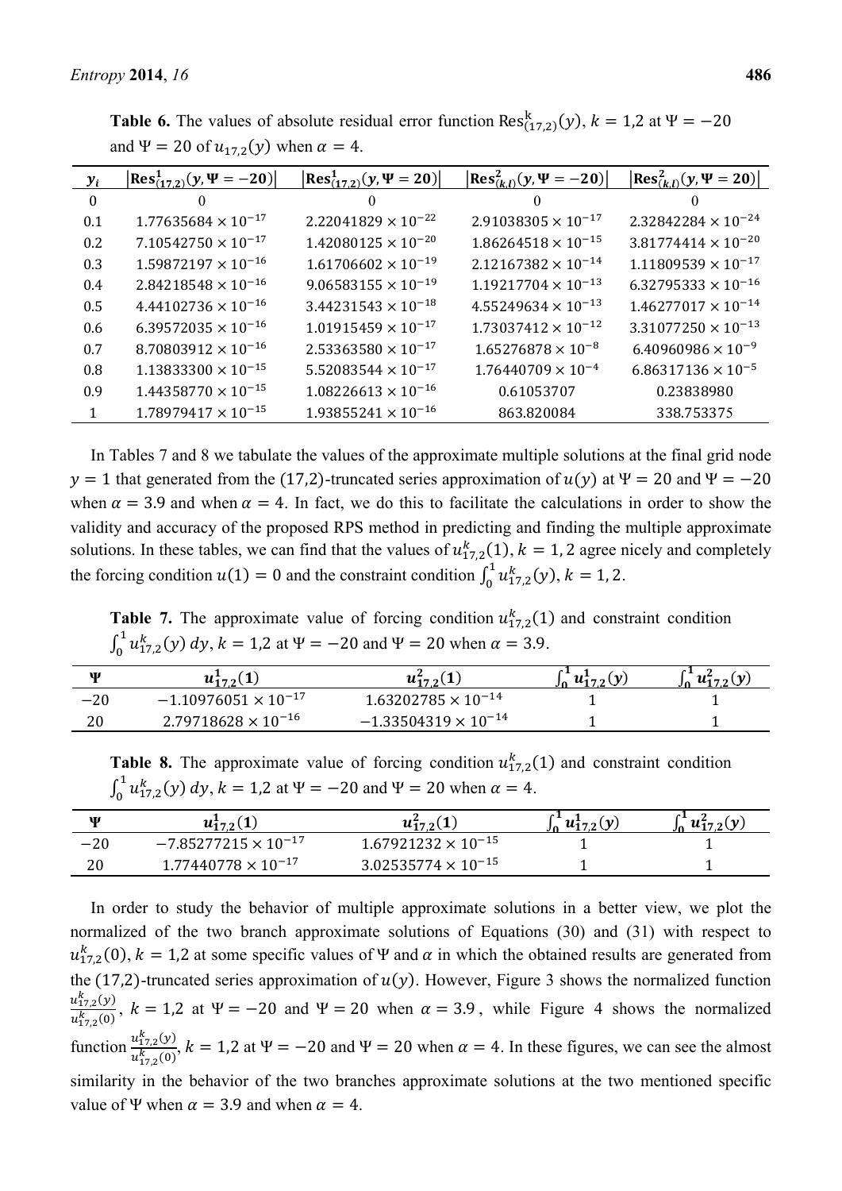**Table 6.** The values of absolute residual error function $\text{Res}_{(17,2)}^{k}(y)$, $k = 1,2$ at $\Psi = -20$ and $\Psi = 20$ of $u_{17,2}(y)$ when $\alpha = 4$.

| $y_i$ | $\lvert\text{Res}_{(17,2)}^{1}(y, \Psi = -20)\rvert$ | $\lvert\text{Res}_{(17,2)}^{1}(y, \Psi = 20)\rvert$ | $\lvert\text{Res}_{(k,l)}^{2}(y, \Psi = -20)\rvert$ | $\lvert\text{Res}_{(k,l)}^{2}(y, \Psi = 20)\rvert$ |
|---|---|---|---|---|
| 0 | 0 | 0 | 0 | 0 |
| 0.1 | $1.77635684 \times 10^{-17}$ | $2.22041829 \times 10^{-22}$ | $2.91038305 \times 10^{-17}$ | $2.32842284 \times 10^{-24}$ |
| 0.2 | $7.10542750 \times 10^{-17}$ | $1.42080125 \times 10^{-20}$ | $1.86264518 \times 10^{-15}$ | $3.81774414 \times 10^{-20}$ |
| 0.3 | $1.59872197 \times 10^{-16}$ | $1.61706602 \times 10^{-19}$ | $2.12167382 \times 10^{-14}$ | $1.11809539 \times 10^{-17}$ |
| 0.4 | $2.84218548 \times 10^{-16}$ | $9.06583155 \times 10^{-19}$ | $1.19217704 \times 10^{-13}$ | $6.32795333 \times 10^{-16}$ |
| 0.5 | $4.44102736 \times 10^{-16}$ | $3.44231543 \times 10^{-18}$ | $4.55249634 \times 10^{-13}$ | $1.46277017 \times 10^{-14}$ |
| 0.6 | $6.39572035 \times 10^{-16}$ | $1.01915459 \times 10^{-17}$ | $1.73037412 \times 10^{-12}$ | $3.31077250 \times 10^{-13}$ |
| 0.7 | $8.70803912 \times 10^{-16}$ | $2.53363580 \times 10^{-17}$ | $1.65276878 \times 10^{-8}$ | $6.40960986 \times 10^{-9}$ |
| 0.8 | $1.13833300 \times 10^{-15}$ | $5.52083544 \times 10^{-17}$ | $1.76440709 \times 10^{-4}$ | $6.86317136 \times 10^{-5}$ |
| 0.9 | $1.44358770 \times 10^{-15}$ | $1.08226613 \times 10^{-16}$ | 0.61053707 | 0.23838980 |
| 1 | $1.78979417 \times 10^{-15}$ | $1.93855241 \times 10^{-16}$ | 863.820084 | 338.753375 |

In Tables 7 and 8 we tabulate the values of the approximate multiple solutions at the final grid node $y = 1$ that generated from the (17,2)-truncated series approximation of $u(y)$ at $\Psi = 20$ and $\Psi = -20$ when $\alpha = 3.9$ and when $\alpha = 4$. In fact, we do this to facilitate the calculations in order to show the validity and accuracy of the proposed RPS method in predicting and finding the multiple approximate solutions. In these tables, we can find that the values of $u_{17,2}^{k}(1)$, $k = 1, 2$ agree nicely and completely the forcing condition $u(1) = 0$ and the constraint condition $\int_0^1 u_{17,2}^{k}(y)$, $k = 1, 2$.

**Table 7.** The approximate value of forcing condition $u_{17,2}^{k}(1)$ and constraint condition $\int_0^1 u_{17,2}^{k}(y)\,dy$, $k = 1,2$ at $\Psi = -20$ and $\Psi = 20$ when $\alpha = 3.9$.

| $\Psi$ | $u_{17,2}^{1}(1)$ | $u_{17,2}^{2}(1)$ | $\int_0^1 u_{17,2}^{1}(y)$ | $\int_0^1 u_{17,2}^{2}(y)$ |
|---|---|---|---|---|
| $-20$ | $-1.10976051 \times 10^{-17}$ | $1.63202785 \times 10^{-14}$ | 1 | 1 |
| 20 | $2.79718628 \times 10^{-16}$ | $-1.33504319 \times 10^{-14}$ | 1 | 1 |

**Table 8.** The approximate value of forcing condition $u_{17,2}^{k}(1)$ and constraint condition $\int_0^1 u_{17,2}^{k}(y)\,dy$, $k = 1,2$ at $\Psi = -20$ and $\Psi = 20$ when $\alpha = 4$.

| $\Psi$ | $u_{17,2}^{1}(1)$ | $u_{17,2}^{2}(1)$ | $\int_0^1 u_{17,2}^{1}(y)$ | $\int_0^1 u_{17,2}^{2}(y)$ |
|---|---|---|---|---|
| $-20$ | $-7.85277215 \times 10^{-17}$ | $1.67921232 \times 10^{-15}$ | 1 | 1 |
| 20 | $1.77440778 \times 10^{-17}$ | $3.02535774 \times 10^{-15}$ | 1 | 1 |

In order to study the behavior of multiple approximate solutions in a better view, we plot the normalized of the two branch approximate solutions of Equations (30) and (31) with respect to $u_{17,2}^{k}(0)$, $k = 1,2$ at some specific values of $\Psi$ and $\alpha$ in which the obtained results are generated from the (17,2)-truncated series approximation of $u(y)$. However, Figure 3 shows the normalized function $\frac{u_{17,2}^{k}(y)}{u_{17,2}^{k}(0)}$, $k = 1,2$ at $\Psi = -20$ and $\Psi = 20$ when $\alpha = 3.9$, while Figure 4 shows the normalized function $\frac{u_{17,2}^{k}(y)}{u_{17,2}^{k}(0)}$, $k = 1,2$ at $\Psi = -20$ and $\Psi = 20$ when $\alpha = 4$. In these figures, we can see the almost similarity in the behavior of the two branches approximate solutions at the two mentioned specific value of $\Psi$ when $\alpha = 3.9$ and when $\alpha = 4$.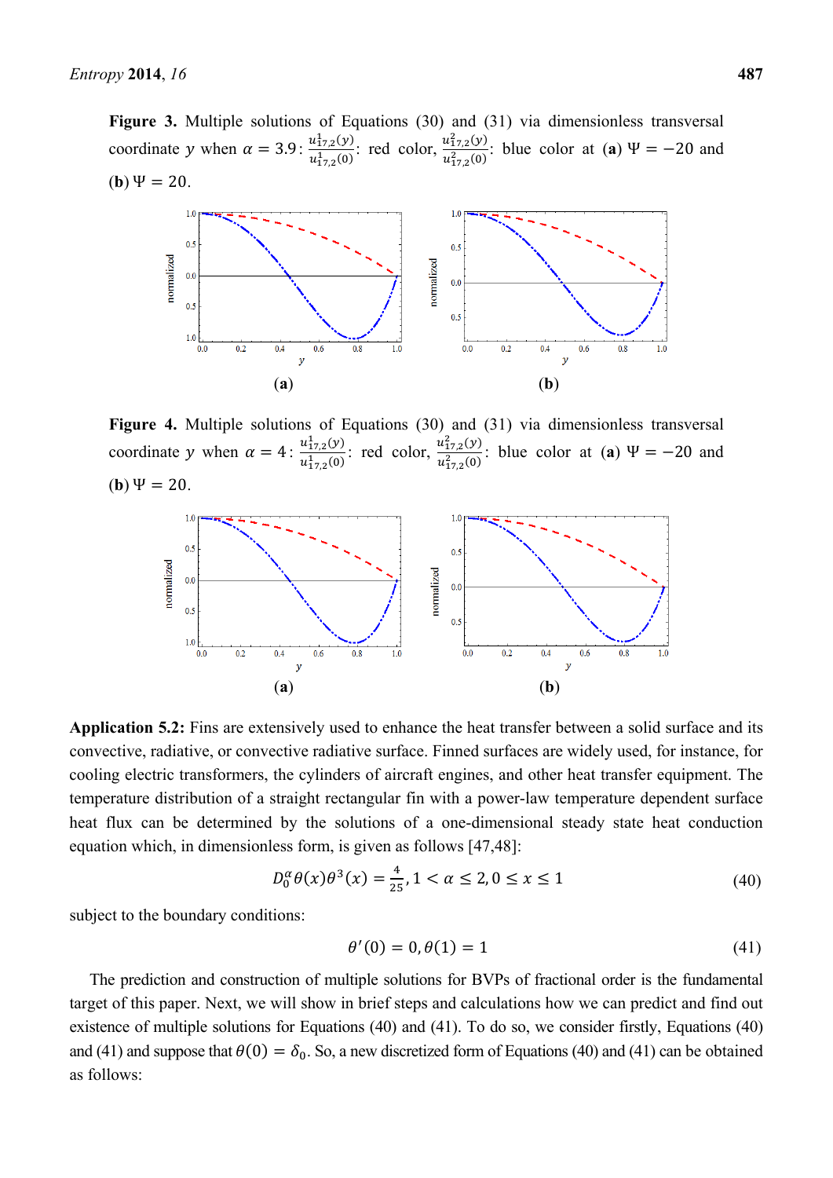**Figure 3.** Multiple solutions of Equations (30) and (31) via dimensionless transversal coordinate $y$ when $\alpha = 3.9$: $\frac{u^1_{17,2}(y)}{u^1_{17,2}(0)}$: red color, $\frac{u^2_{17,2}(y)}{u^2_{17,2}(0)}$: blue color at (**a**) $\Psi = -20$ and (**b**) $\Psi = 20$.

**Figure 4.** Multiple solutions of Equations (30) and (31) via dimensionless transversal coordinate $y$ when $\alpha = 4$: $\frac{u^1_{17,2}(y)}{u^1_{17,2}(0)}$: red color, $\frac{u^2_{17,2}(y)}{u^2_{17,2}(0)}$: blue color at (**a**) $\Psi = -20$ and (**b**) $\Psi = 20$.

**Application 5.2:** Fins are extensively used to enhance the heat transfer between a solid surface and its convective, radiative, or convective radiative surface. Finned surfaces are widely used, for instance, for cooling electric transformers, the cylinders of aircraft engines, and other heat transfer equipment. The temperature distribution of a straight rectangular fin with a power-law temperature dependent surface heat flux can be determined by the solutions of a one-dimensional steady state heat conduction equation which, in dimensionless form, is given as follows [47,48]:

$$D_0^\alpha \theta(x)\theta^3(x) = \frac{4}{25}, 1 < \alpha \leq 2, 0 \leq x \leq 1 \tag{40}$$

subject to the boundary conditions:

$$\theta'(0) = 0, \theta(1) = 1 \tag{41}$$

The prediction and construction of multiple solutions for BVPs of fractional order is the fundamental target of this paper. Next, we will show in brief steps and calculations how we can predict and find out existence of multiple solutions for Equations (40) and (41). To do so, we consider firstly, Equations (40) and (41) and suppose that $\theta(0) = \delta_0$. So, a new discretized form of Equations (40) and (41) can be obtained as follows: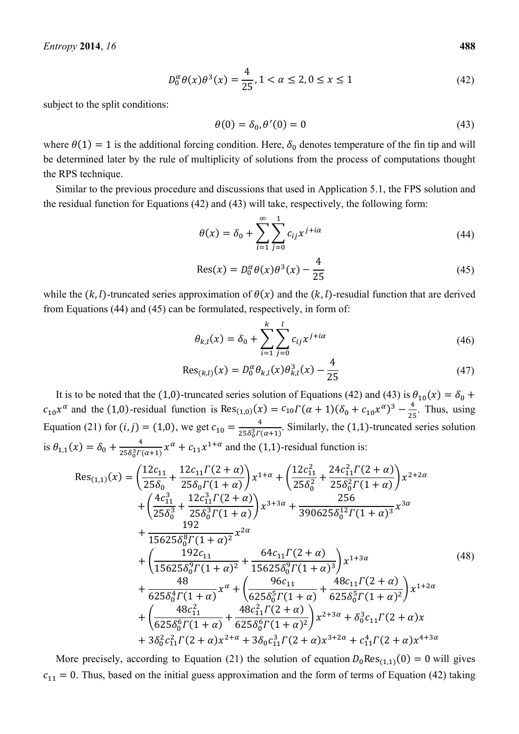$$D_0^{\alpha}\theta(x)\theta^3(x) = \frac{4}{25}, 1 < \alpha \leq 2, 0 \leq x \leq 1 \tag{42}$$

subject to the split conditions:

$$\theta(0) = \delta_0, \theta'(0) = 0 \tag{43}$$

where $\theta(1) = 1$ is the additional forcing condition. Here, $\delta_0$ denotes temperature of the fin tip and will be determined later by the rule of multiplicity of solutions from the process of computations thought the RPS technique.

Similar to the previous procedure and discussions that used in Application 5.1, the FPS solution and the residual function for Equations (42) and (43) will take, respectively, the following form:

$$\theta(x) = \delta_0 + \sum_{i=1}^{\infty}\sum_{j=0}^{1} c_{ij}x^{j+i\alpha} \tag{44}$$

$$\text{Res}(x) = D_0^{\alpha}\theta(x)\theta^3(x) - \frac{4}{25} \tag{45}$$

while the $(k,l)$-truncated series approximation of $\theta(x)$ and the $(k,l)$-resudial function that are derived from Equations (44) and (45) can be formulated, respectively, in form of:

$$\theta_{k,l}(x) = \delta_0 + \sum_{i=1}^{k}\sum_{j=0}^{l} c_{ij}x^{j+i\alpha} \tag{46}$$

$$\text{Res}_{(k,l)}(x) = D_0^{\alpha}\theta_{k,l}(x)\theta_{k,l}^3(x) - \frac{4}{25} \tag{47}$$

It is to be noted that the $(1,0)$-truncated series solution of Equations (42) and (43) is $\theta_{10}(x) = \delta_0 + c_{10}x^{\alpha}$ and the $(1,0)$-residual function is $\text{Res}_{(1,0)}(x) = c_{10}\Gamma(\alpha+1)(\delta_0 + c_{10}x^{\alpha})^3 - \frac{4}{25}$. Thus, using Equation (21) for $(i,j) = (1,0)$, we get $c_{10} = \frac{4}{25\delta_0^3\Gamma(\alpha+1)}$. Similarly, the $(1,1)$-truncated series solution is $\theta_{1,1}(x) = \delta_0 + \frac{4}{25\delta_0^3\Gamma(\alpha+1)}x^{\alpha} + c_{11}x^{1+\alpha}$ and the $(1,1)$-residual function is:

$$\begin{aligned}
\text{Res}_{(1,1)}(x) = &\left(\frac{12c_{11}}{25\delta_0} + \frac{12c_{11}\Gamma(2+\alpha)}{25\delta_0\Gamma(1+\alpha)}\right)x^{1+\alpha} + \left(\frac{12c_{11}^2}{25\delta_0^2} + \frac{24c_{11}^2\Gamma(2+\alpha)}{25\delta_0^2\Gamma(1+\alpha)}\right)x^{2+2\alpha} \\
&+ \left(\frac{4c_{11}^3}{25\delta_0^3} + \frac{12c_{11}^3\Gamma(2+\alpha)}{25\delta_0^3\Gamma(1+\alpha)}\right)x^{3+3\alpha} + \frac{256}{390625\delta_0^{12}\Gamma(1+\alpha)^3}x^{3\alpha} \\
&+ \frac{192}{15625\delta_0^8\Gamma(1+\alpha)^2}x^{2\alpha} \\
&+ \left(\frac{192c_{11}}{15625\delta_0^9\Gamma(1+\alpha)^2} + \frac{64c_{11}\Gamma(2+\alpha)}{15625\delta_0^9\Gamma(1+\alpha)^3}\right)x^{1+3\alpha} \\
&+ \frac{48}{625\delta_0^4\Gamma(1+\alpha)}x^{\alpha} + \left(\frac{96c_{11}}{625\delta_0^5\Gamma(1+\alpha)} + \frac{48c_{11}\Gamma(2+\alpha)}{625\delta_0^5\Gamma(1+\alpha)^2}\right)x^{1+2\alpha} \\
&+ \left(\frac{48c_{11}^2}{625\delta_0^6\Gamma(1+\alpha)} + \frac{48c_{11}^2\Gamma(2+\alpha)}{625\delta_0^6\Gamma(1+\alpha)^2}\right)x^{2+3\alpha} + \delta_0^3c_{11}\Gamma(2+\alpha)x \\
&+ 3\delta_0^2c_{11}^2\Gamma(2+\alpha)x^{2+\alpha} + 3\delta_0c_{11}^3\Gamma(2+\alpha)x^{3+2\alpha} + c_{11}^4\Gamma(2+\alpha)x^{4+3\alpha}
\end{aligned} \tag{48}$$

More precisely, according to Equation (21) the solution of equation $D_0\text{Res}_{(1,1)}(0) = 0$ will gives $c_{11} = 0$. Thus, based on the initial guess approximation and the form of terms of Equation (42) taking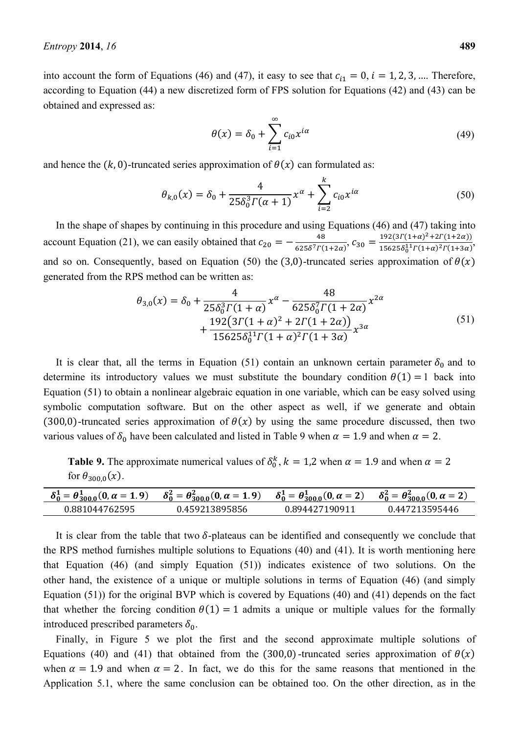into account the form of Equations (46) and (47), it easy to see that $c_{i1} = 0, i = 1, 2, 3, ...$. Therefore, according to Equation (44) a new discretized form of FPS solution for Equations (42) and (43) can be obtained and expressed as:

$$\theta(x) = \delta_0 + \sum_{i=1}^{\infty} c_{i0} x^{i\alpha} \tag{49}$$

and hence the $(k, 0)$-truncated series approximation of $\theta(x)$ can formulated as:

$$\theta_{k,0}(x) = \delta_0 + \frac{4}{25\delta_0^3 \Gamma(\alpha + 1)} x^{\alpha} + \sum_{i=2}^{k} c_{i0} x^{i\alpha} \tag{50}$$

In the shape of shapes by continuing in this procedure and using Equations (46) and (47) taking into account Equation (21), we can easily obtained that $c_{20} = -\frac{48}{625\delta^7 \Gamma(1+2\alpha)}$, $c_{30} = \frac{192(3\Gamma(1+\alpha)^2 + 2\Gamma(1+2\alpha))}{15625\delta_0^{11}\Gamma(1+\alpha)^2\Gamma(1+3\alpha)}$, and so on. Consequently, based on Equation (50) the $(3,0)$-truncated series approximation of $\theta(x)$ generated from the RPS method can be written as:

$$\begin{aligned} \theta_{3,0}(x) = \delta_0 &+ \frac{4}{25\delta_0^3 \Gamma(1+\alpha)} x^{\alpha} - \frac{48}{625\delta_0^7 \Gamma(1+2\alpha)} x^{2\alpha} \\ &+ \frac{192\big(3\Gamma(1+\alpha)^2 + 2\Gamma(1+2\alpha)\big)}{15625\delta_0^{11}\Gamma(1+\alpha)^2 \Gamma(1+3\alpha)} x^{3\alpha} \end{aligned} \tag{51}$$

It is clear that, all the terms in Equation (51) contain an unknown certain parameter $\delta_0$ and to determine its introductory values we must substitute the boundary condition $\theta(1) = 1$ back into Equation (51) to obtain a nonlinear algebraic equation in one variable, which can be easy solved using symbolic computation software. But on the other aspect as well, if we generate and obtain $(300,0)$-truncated series approximation of $\theta(x)$ by using the same procedure discussed, then two various values of $\delta_0$ have been calculated and listed in Table 9 when $\alpha = 1.9$ and when $\alpha = 2$.

**Table 9.** The approximate numerical values of $\delta_0^k$, $k = 1,2$ when $\alpha = 1.9$ and when $\alpha = 2$ for $\theta_{300,0}(x)$.

| $\delta_0^1 = \theta_{300,0}^1(0, \alpha = 1.9)$ | $\delta_0^2 = \theta_{300,0}^2(0, \alpha = 1.9)$ | $\delta_0^1 = \theta_{300,0}^1(0, \alpha = 2)$ | $\delta_0^2 = \theta_{300,0}^2(0, \alpha = 2)$ |
|---|---|---|---|
| 0.881044762595 | 0.459213895856 | 0.894427190911 | 0.447213595446 |

It is clear from the table that two $\delta$-plateaus can be identified and consequently we conclude that the RPS method furnishes multiple solutions to Equations (40) and (41). It is worth mentioning here that Equation (46) (and simply Equation (51)) indicates existence of two solutions. On the other hand, the existence of a unique or multiple solutions in terms of Equation (46) (and simply Equation (51)) for the original BVP which is covered by Equations (40) and (41) depends on the fact that whether the forcing condition $\theta(1) = 1$ admits a unique or multiple values for the formally introduced prescribed parameters $\delta_0$.

Finally, in Figure 5 we plot the first and the second approximate multiple solutions of Equations (40) and (41) that obtained from the $(300,0)$-truncated series approximation of $\theta(x)$ when $\alpha = 1.9$ and when $\alpha = 2$. In fact, we do this for the same reasons that mentioned in the Application 5.1, where the same conclusion can be obtained too. On the other direction, as in the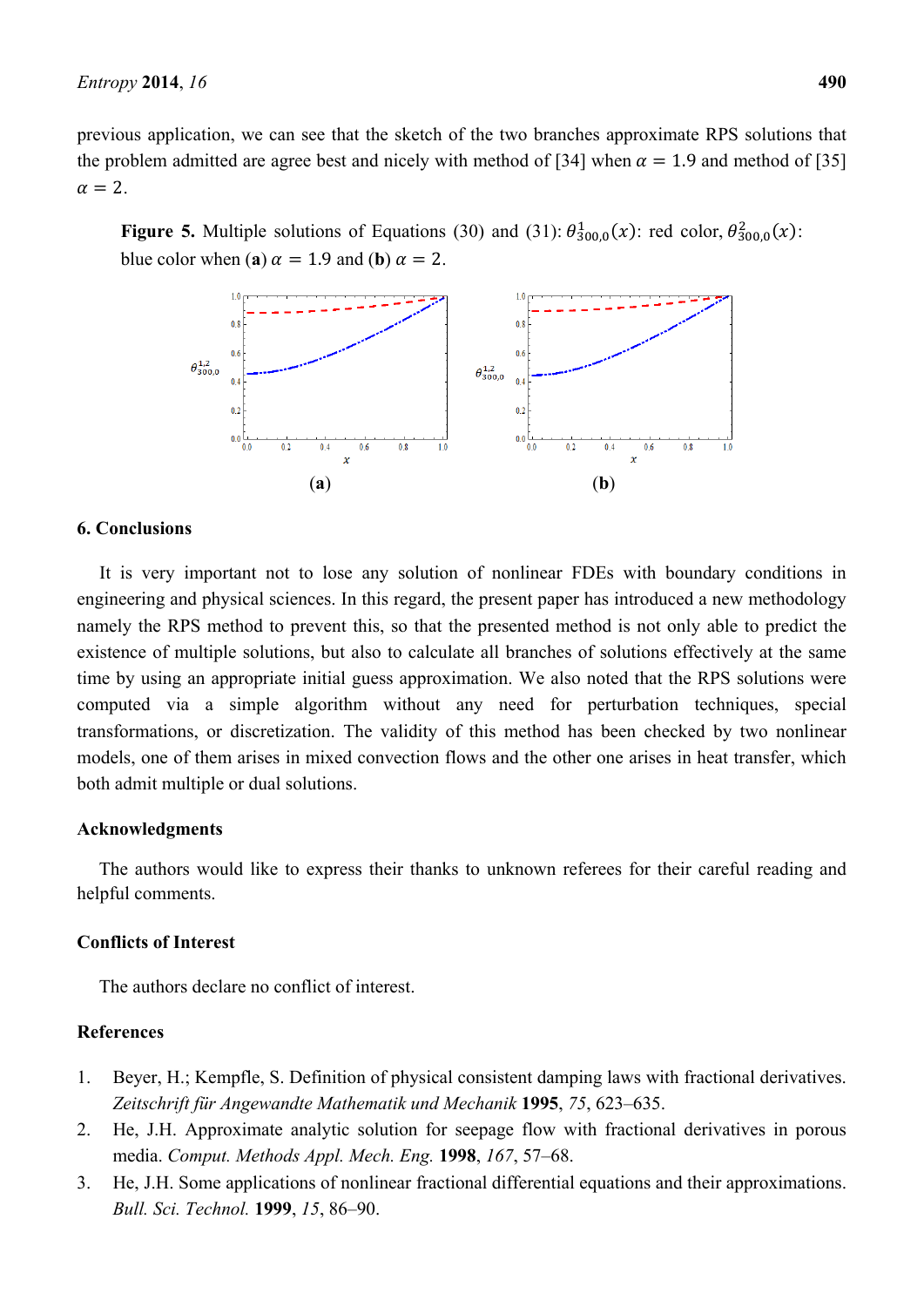previous application, we can see that the sketch of the two branches approximate RPS solutions that the problem admitted are agree best and nicely with method of [34] when $\alpha = 1.9$ and method of [35] $\alpha = 2$.

**Figure 5.** Multiple solutions of Equations (30) and (31): $\theta_{300,0}^{1}(x)$: red color, $\theta_{300,0}^{2}(x)$: blue color when (**a**) $\alpha = 1.9$ and (**b**) $\alpha = 2$.

## 6. Conclusions

It is very important not to lose any solution of nonlinear FDEs with boundary conditions in engineering and physical sciences. In this regard, the present paper has introduced a new methodology namely the RPS method to prevent this, so that the presented method is not only able to predict the existence of multiple solutions, but also to calculate all branches of solutions effectively at the same time by using an appropriate initial guess approximation. We also noted that the RPS solutions were computed via a simple algorithm without any need for perturbation techniques, special transformations, or discretization. The validity of this method has been checked by two nonlinear models, one of them arises in mixed convection flows and the other one arises in heat transfer, which both admit multiple or dual solutions.

## Acknowledgments

The authors would like to express their thanks to unknown referees for their careful reading and helpful comments.

## Conflicts of Interest

The authors declare no conflict of interest.

## References

1. Beyer, H.; Kempfle, S. Definition of physical consistent damping laws with fractional derivatives. *Zeitschrift für Angewandte Mathematik und Mechanik* **1995**, *75*, 623–635.
2. He, J.H. Approximate analytic solution for seepage flow with fractional derivatives in porous media. *Comput. Methods Appl. Mech. Eng.* **1998**, *167*, 57–68.
3. He, J.H. Some applications of nonlinear fractional differential equations and their approximations. *Bull. Sci. Technol.* **1999**, *15*, 86–90.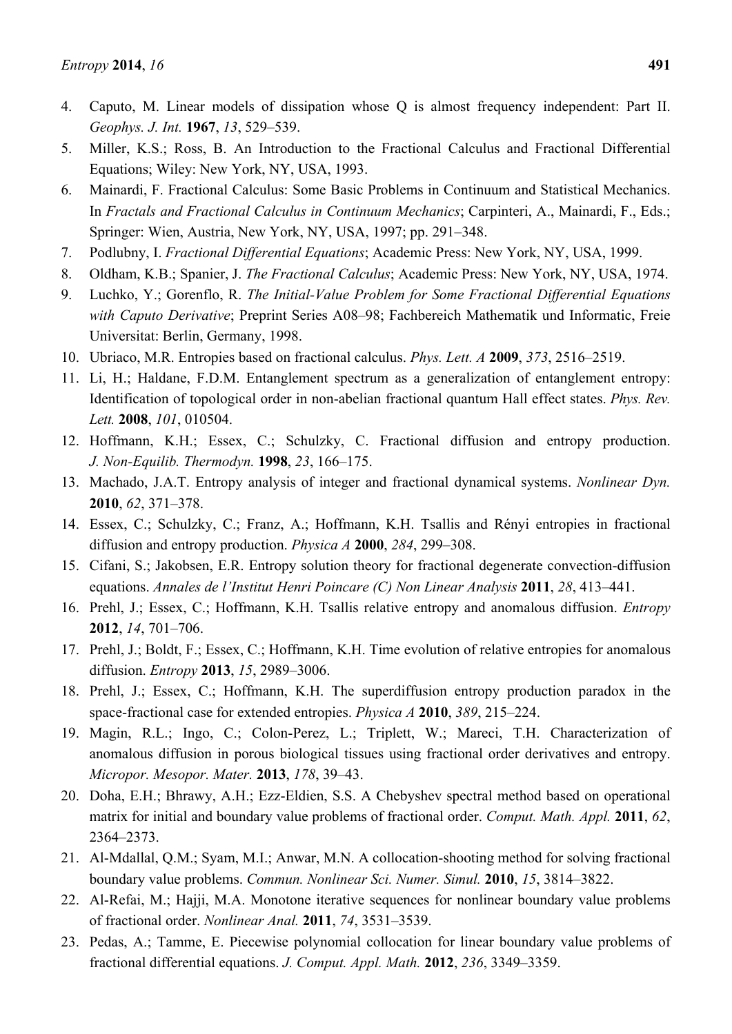4. Caputo, M. Linear models of dissipation whose Q is almost frequency independent: Part II. *Geophys. J. Int.* **1967**, *13*, 529–539.
5. Miller, K.S.; Ross, B. An Introduction to the Fractional Calculus and Fractional Differential Equations; Wiley: New York, NY, USA, 1993.
6. Mainardi, F. Fractional Calculus: Some Basic Problems in Continuum and Statistical Mechanics. In *Fractals and Fractional Calculus in Continuum Mechanics*; Carpinteri, A., Mainardi, F., Eds.; Springer: Wien, Austria, New York, NY, USA, 1997; pp. 291–348.
7. Podlubny, I. *Fractional Differential Equations*; Academic Press: New York, NY, USA, 1999.
8. Oldham, K.B.; Spanier, J. *The Fractional Calculus*; Academic Press: New York, NY, USA, 1974.
9. Luchko, Y.; Gorenflo, R. *The Initial-Value Problem for Some Fractional Differential Equations with Caputo Derivative*; Preprint Series A08–98; Fachbereich Mathematik und Informatic, Freie Universitat: Berlin, Germany, 1998.
10. Ubriaco, M.R. Entropies based on fractional calculus. *Phys. Lett. A* **2009**, *373*, 2516–2519.
11. Li, H.; Haldane, F.D.M. Entanglement spectrum as a generalization of entanglement entropy: Identification of topological order in non-abelian fractional quantum Hall effect states. *Phys. Rev. Lett.* **2008**, *101*, 010504.
12. Hoffmann, K.H.; Essex, C.; Schulzky, C. Fractional diffusion and entropy production. *J. Non-Equilib. Thermodyn.* **1998**, *23*, 166–175.
13. Machado, J.A.T. Entropy analysis of integer and fractional dynamical systems. *Nonlinear Dyn.* **2010**, *62*, 371–378.
14. Essex, C.; Schulzky, C.; Franz, A.; Hoffmann, K.H. Tsallis and Rényi entropies in fractional diffusion and entropy production. *Physica A* **2000**, *284*, 299–308.
15. Cifani, S.; Jakobsen, E.R. Entropy solution theory for fractional degenerate convection-diffusion equations. *Annales de l'Institut Henri Poincare (C) Non Linear Analysis* **2011**, *28*, 413–441.
16. Prehl, J.; Essex, C.; Hoffmann, K.H. Tsallis relative entropy and anomalous diffusion. *Entropy* **2012**, *14*, 701–706.
17. Prehl, J.; Boldt, F.; Essex, C.; Hoffmann, K.H. Time evolution of relative entropies for anomalous diffusion. *Entropy* **2013**, *15*, 2989–3006.
18. Prehl, J.; Essex, C.; Hoffmann, K.H. The superdiffusion entropy production paradox in the space-fractional case for extended entropies. *Physica A* **2010**, *389*, 215–224.
19. Magin, R.L.; Ingo, C.; Colon-Perez, L.; Triplett, W.; Mareci, T.H. Characterization of anomalous diffusion in porous biological tissues using fractional order derivatives and entropy. *Micropor. Mesopor. Mater.* **2013**, *178*, 39–43.
20. Doha, E.H.; Bhrawy, A.H.; Ezz-Eldien, S.S. A Chebyshev spectral method based on operational matrix for initial and boundary value problems of fractional order. *Comput. Math. Appl.* **2011**, *62*, 2364–2373.
21. Al-Mdallal, Q.M.; Syam, M.I.; Anwar, M.N. A collocation-shooting method for solving fractional boundary value problems. *Commun. Nonlinear Sci. Numer. Simul.* **2010**, *15*, 3814–3822.
22. Al-Refai, M.; Hajji, M.A. Monotone iterative sequences for nonlinear boundary value problems of fractional order. *Nonlinear Anal.* **2011**, *74*, 3531–3539.
23. Pedas, A.; Tamme, E. Piecewise polynomial collocation for linear boundary value problems of fractional differential equations. *J. Comput. Appl. Math.* **2012**, *236*, 3349–3359.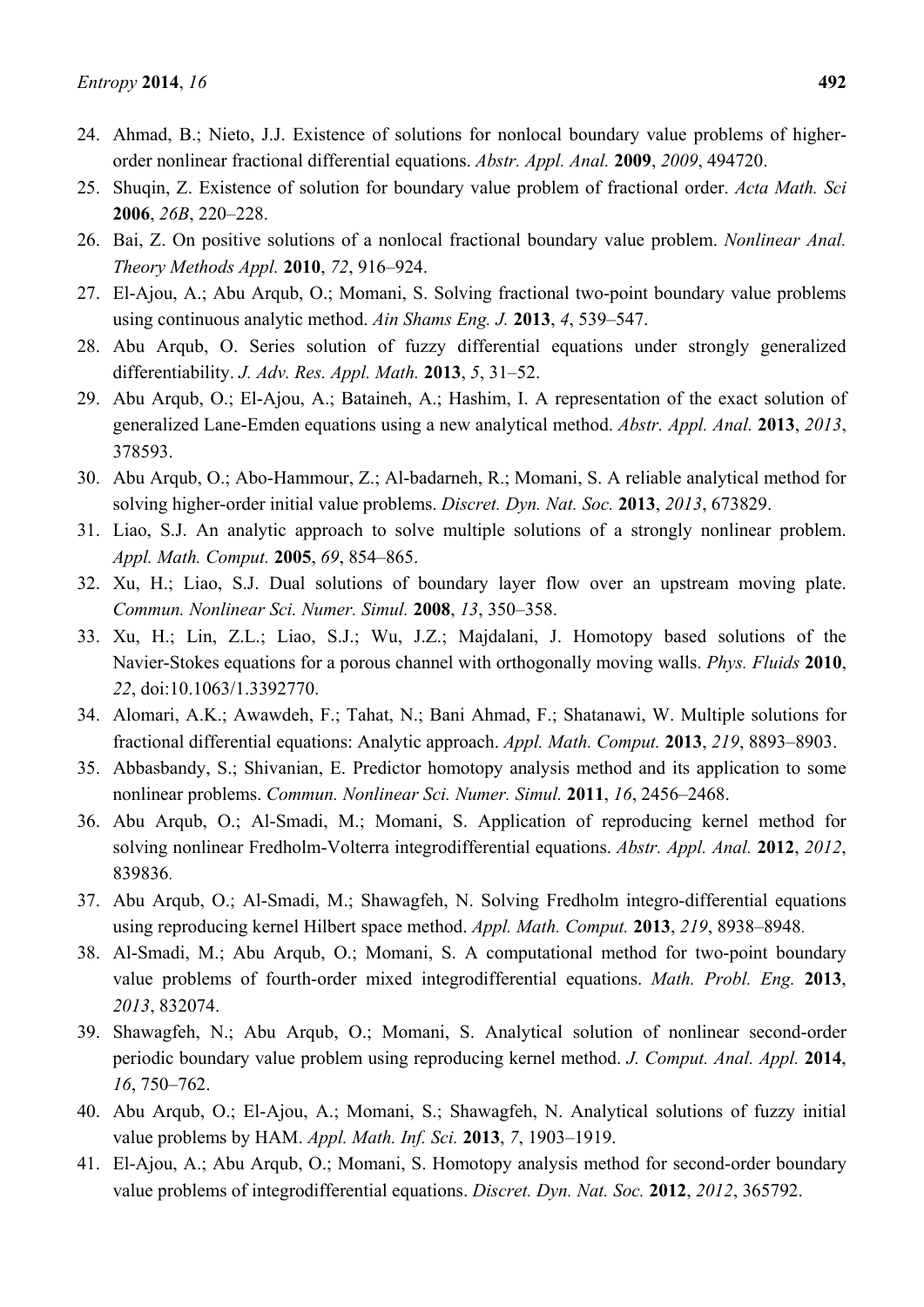24. Ahmad, B.; Nieto, J.J. Existence of solutions for nonlocal boundary value problems of higher-order nonlinear fractional differential equations. *Abstr. Appl. Anal.* **2009**, *2009*, 494720.
25. Shuqin, Z. Existence of solution for boundary value problem of fractional order. *Acta Math. Sci* **2006**, *26B*, 220–228.
26. Bai, Z. On positive solutions of a nonlocal fractional boundary value problem. *Nonlinear Anal. Theory Methods Appl.* **2010**, *72*, 916–924.
27. El-Ajou, A.; Abu Arqub, O.; Momani, S. Solving fractional two-point boundary value problems using continuous analytic method. *Ain Shams Eng. J.* **2013**, *4*, 539–547.
28. Abu Arqub, O. Series solution of fuzzy differential equations under strongly generalized differentiability. *J. Adv. Res. Appl. Math.* **2013**, *5*, 31–52.
29. Abu Arqub, O.; El-Ajou, A.; Bataineh, A.; Hashim, I. A representation of the exact solution of generalized Lane-Emden equations using a new analytical method. *Abstr. Appl. Anal.* **2013**, *2013*, 378593.
30. Abu Arqub, O.; Abo-Hammour, Z.; Al-badarneh, R.; Momani, S. A reliable analytical method for solving higher-order initial value problems. *Discret. Dyn. Nat. Soc.* **2013**, *2013*, 673829.
31. Liao, S.J. An analytic approach to solve multiple solutions of a strongly nonlinear problem. *Appl. Math. Comput.* **2005**, *69*, 854–865.
32. Xu, H.; Liao, S.J. Dual solutions of boundary layer flow over an upstream moving plate. *Commun. Nonlinear Sci. Numer. Simul.* **2008**, *13*, 350–358.
33. Xu, H.; Lin, Z.L.; Liao, S.J.; Wu, J.Z.; Majdalani, J. Homotopy based solutions of the Navier-Stokes equations for a porous channel with orthogonally moving walls. *Phys. Fluids* **2010**, *22*, doi:10.1063/1.3392770.
34. Alomari, A.K.; Awawdeh, F.; Tahat, N.; Bani Ahmad, F.; Shatanawi, W. Multiple solutions for fractional differential equations: Analytic approach. *Appl. Math. Comput.* **2013**, *219*, 8893–8903.
35. Abbasbandy, S.; Shivanian, E. Predictor homotopy analysis method and its application to some nonlinear problems. *Commun. Nonlinear Sci. Numer. Simul.* **2011**, *16*, 2456–2468.
36. Abu Arqub, O.; Al-Smadi, M.; Momani, S. Application of reproducing kernel method for solving nonlinear Fredholm-Volterra integrodifferential equations. *Abstr. Appl. Anal.* **2012**, *2012*, 839836.
37. Abu Arqub, O.; Al-Smadi, M.; Shawagfeh, N. Solving Fredholm integro-differential equations using reproducing kernel Hilbert space method. *Appl. Math. Comput.* **2013**, *219*, 8938–8948.
38. Al-Smadi, M.; Abu Arqub, O.; Momani, S. A computational method for two-point boundary value problems of fourth-order mixed integrodifferential equations. *Math. Probl. Eng.* **2013**, *2013*, 832074.
39. Shawagfeh, N.; Abu Arqub, O.; Momani, S. Analytical solution of nonlinear second-order periodic boundary value problem using reproducing kernel method. *J. Comput. Anal. Appl.* **2014**, *16*, 750–762.
40. Abu Arqub, O.; El-Ajou, A.; Momani, S.; Shawagfeh, N. Analytical solutions of fuzzy initial value problems by HAM. *Appl. Math. Inf. Sci.* **2013**, *7*, 1903–1919.
41. El-Ajou, A.; Abu Arqub, O.; Momani, S. Homotopy analysis method for second-order boundary value problems of integrodifferential equations. *Discret. Dyn. Nat. Soc.* **2012**, *2012*, 365792.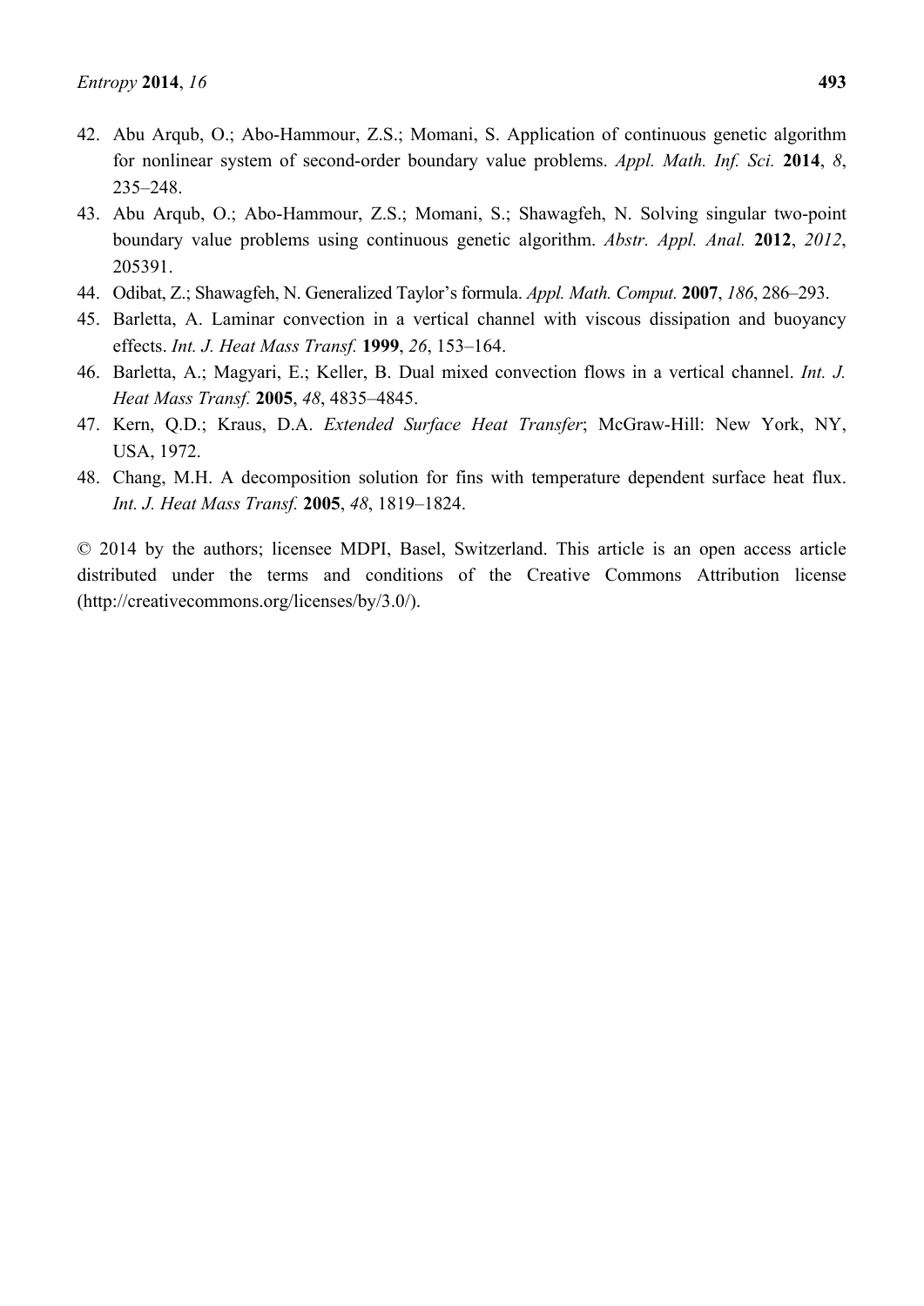42. Abu Arqub, O.; Abo-Hammour, Z.S.; Momani, S. Application of continuous genetic algorithm for nonlinear system of second-order boundary value problems. *Appl. Math. Inf. Sci.* **2014**, *8*, 235–248.
43. Abu Arqub, O.; Abo-Hammour, Z.S.; Momani, S.; Shawagfeh, N. Solving singular two-point boundary value problems using continuous genetic algorithm. *Abstr. Appl. Anal.* **2012**, *2012*, 205391.
44. Odibat, Z.; Shawagfeh, N. Generalized Taylor's formula. *Appl. Math. Comput.* **2007**, *186*, 286–293.
45. Barletta, A. Laminar convection in a vertical channel with viscous dissipation and buoyancy effects. *Int. J. Heat Mass Transf.* **1999**, *26*, 153–164.
46. Barletta, A.; Magyari, E.; Keller, B. Dual mixed convection flows in a vertical channel. *Int. J. Heat Mass Transf.* **2005**, *48*, 4835–4845.
47. Kern, Q.D.; Kraus, D.A. *Extended Surface Heat Transfer*; McGraw-Hill: New York, NY, USA, 1972.
48. Chang, M.H. A decomposition solution for fins with temperature dependent surface heat flux. *Int. J. Heat Mass Transf.* **2005**, *48*, 1819–1824.

© 2014 by the authors; licensee MDPI, Basel, Switzerland. This article is an open access article distributed under the terms and conditions of the Creative Commons Attribution license (http://creativecommons.org/licenses/by/3.0/).